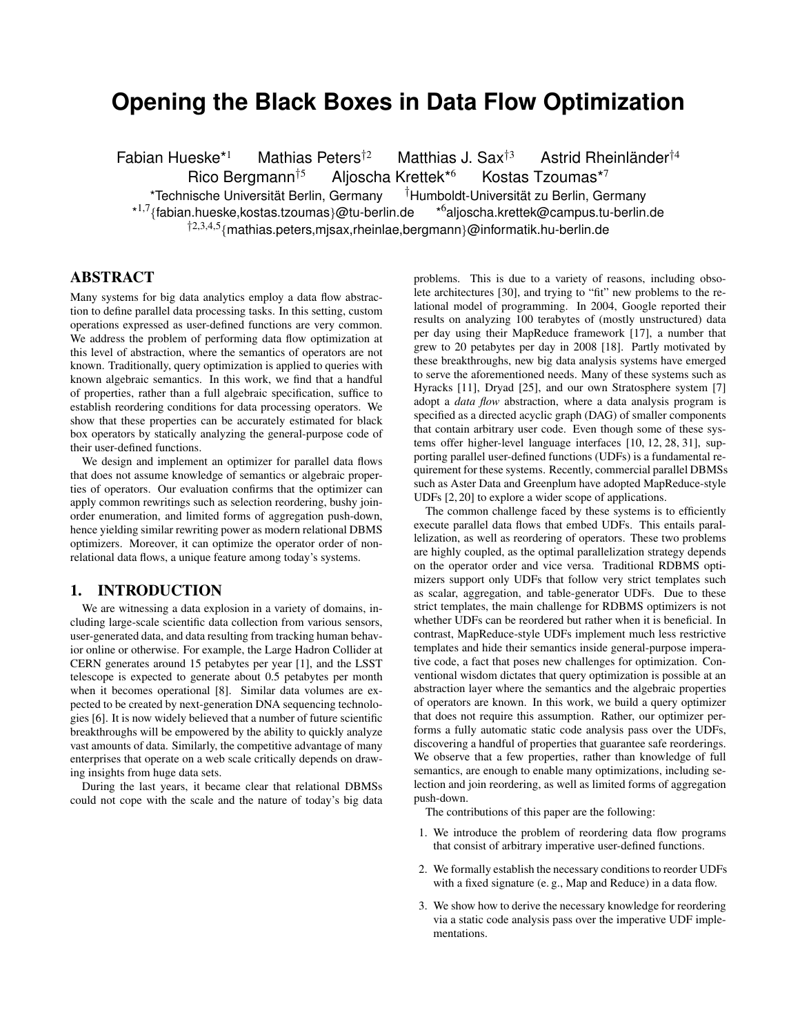# Opening the Black Boxes in Data Flow Optimization

Fabian Hueske*[1] Mathias Peters†[2] Matthias J. Sax†[3] Astrid Rheinländer†[4] Rico Bergmann†[5] Aljoscha Krettek*[6] Kostas Tzoumas*[7]

*Technische Universität Berlin, Germany †Humboldt-Universität zu Berlin, Germany

*[1,7]{fabian.hueske,kostas.tzoumas}@tu-berlin.de *[6]aljoscha.krettek@campus.tu-berlin.de

†[2,3,4,5]{mathias.peters,mjsax,rheinlae,bergmann}@informatik.hu-berlin.de

## ABSTRACT

Many systems for big data analytics employ a data flow abstraction to define parallel data processing tasks. In this setting, custom operations expressed as user-defined functions are very common. We address the problem of performing data flow optimization at this level of abstraction, where the semantics of operators are not known. Traditionally, query optimization is applied to queries with known algebraic semantics. In this work, we find that a handful of properties, rather than a full algebraic specification, suffice to establish reordering conditions for data processing operators. We show that these properties can be accurately estimated for black box operators by statically analyzing the general-purpose code of their user-defined functions.

We design and implement an optimizer for parallel data flows that does not assume knowledge of semantics or algebraic properties of operators. Our evaluation confirms that the optimizer can apply common rewritings such as selection reordering, bushy join-order enumeration, and limited forms of aggregation push-down, hence yielding similar rewriting power as modern relational DBMS optimizers. Moreover, it can optimize the operator order of non-relational data flows, a unique feature among today's systems.

## 1. INTRODUCTION

We are witnessing a data explosion in a variety of domains, including large-scale scientific data collection from various sensors, user-generated data, and data resulting from tracking human behavior online or otherwise. For example, the Large Hadron Collider at CERN generates around 15 petabytes per year [1], and the LSST telescope is expected to generate about 0.5 petabytes per month when it becomes operational [8]. Similar data volumes are expected to be created by next-generation DNA sequencing technologies [6]. It is now widely believed that a number of future scientific breakthroughs will be empowered by the ability to quickly analyze vast amounts of data. Similarly, the competitive advantage of many enterprises that operate on a web scale critically depends on drawing insights from huge data sets.

During the last years, it became clear that relational DBMSs could not cope with the scale and the nature of today's big data problems. This is due to a variety of reasons, including obsolete architectures [30], and trying to "fit" new problems to the relational model of programming. In 2004, Google reported their results on analyzing 100 terabytes of (mostly unstructured) data per day using their MapReduce framework [17], a number that grew to 20 petabytes per day in 2008 [18]. Partly motivated by these breakthroughs, new big data analysis systems have emerged to serve the aforementioned needs. Many of these systems such as Hyracks [11], Dryad [25], and our own Stratosphere system [7] adopt a *data flow* abstraction, where a data analysis program is specified as a directed acyclic graph (DAG) of smaller components that contain arbitrary user code. Even though some of these systems offer higher-level language interfaces [10, 12, 28, 31], supporting parallel user-defined functions (UDFs) is a fundamental requirement for these systems. Recently, commercial parallel DBMSs such as Aster Data and Greenplum have adopted MapReduce-style UDFs [2, 20] to explore a wider scope of applications.

The common challenge faced by these systems is to efficiently execute parallel data flows that embed UDFs. This entails parallelization, as well as reordering of operators. These two problems are highly coupled, as the optimal parallelization strategy depends on the operator order and vice versa. Traditional RDBMS optimizers support only UDFs that follow very strict templates such as scalar, aggregation, and table-generator UDFs. Due to these strict templates, the main challenge for RDBMS optimizers is not whether UDFs can be reordered but rather when it is beneficial. In contrast, MapReduce-style UDFs implement much less restrictive templates and hide their semantics inside general-purpose imperative code, a fact that poses new challenges for optimization. Conventional wisdom dictates that query optimization is possible at an abstraction layer where the semantics and the algebraic properties of operators are known. In this work, we build a query optimizer that does not require this assumption. Rather, our optimizer performs a fully automatic static code analysis pass over the UDFs, discovering a handful of properties that guarantee safe reorderings. We observe that a few properties, rather than knowledge of full semantics, are enough to enable many optimizations, including selection and join reordering, as well as limited forms of aggregation push-down.

The contributions of this paper are the following:

1. We introduce the problem of reordering data flow programs that consist of arbitrary imperative user-defined functions.
2. We formally establish the necessary conditions to reorder UDFs with a fixed signature (e. g., Map and Reduce) in a data flow.
3. We show how to derive the necessary knowledge for reordering via a static code analysis pass over the imperative UDF implementations.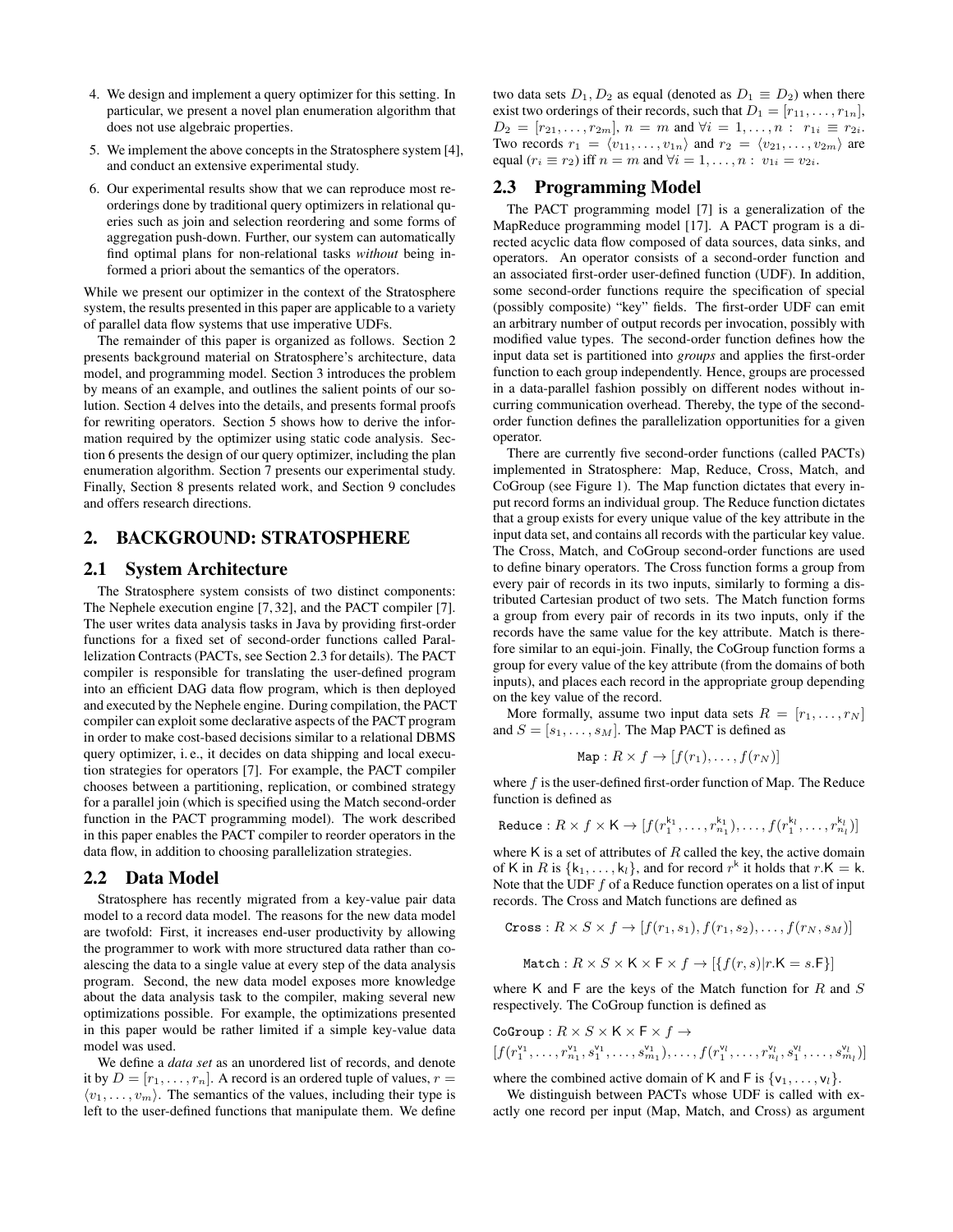4. We design and implement a query optimizer for this setting. In particular, we present a novel plan enumeration algorithm that does not use algebraic properties.
5. We implement the above concepts in the Stratosphere system [4], and conduct an extensive experimental study.
6. Our experimental results show that we can reproduce most reorderings done by traditional query optimizers in relational queries such as join and selection reordering and some forms of aggregation push-down. Further, our system can automatically find optimal plans for non-relational tasks *without* being informed a priori about the semantics of the operators.

While we present our optimizer in the context of the Stratosphere system, the results presented in this paper are applicable to a variety of parallel data flow systems that use imperative UDFs.

The remainder of this paper is organized as follows. Section 2 presents background material on Stratosphere's architecture, data model, and programming model. Section 3 introduces the problem by means of an example, and outlines the salient points of our solution. Section 4 delves into the details, and presents formal proofs for rewriting operators. Section 5 shows how to derive the information required by the optimizer using static code analysis. Section 6 presents the design of our query optimizer, including the plan enumeration algorithm. Section 7 presents our experimental study. Finally, Section 8 presents related work, and Section 9 concludes and offers research directions.

## 2. BACKGROUND: STRATOSPHERE

### 2.1 System Architecture

The Stratosphere system consists of two distinct components: The Nephele execution engine [7, 32], and the PACT compiler [7]. The user writes data analysis tasks in Java by providing first-order functions for a fixed set of second-order functions called Parallelization Contracts (PACTs, see Section 2.3 for details). The PACT compiler is responsible for translating the user-defined program into an efficient DAG data flow program, which is then deployed and executed by the Nephele engine. During compilation, the PACT compiler can exploit some declarative aspects of the PACT program in order to make cost-based decisions similar to a relational DBMS query optimizer, i. e., it decides on data shipping and local execution strategies for operators [7]. For example, the PACT compiler chooses between a partitioning, replication, or combined strategy for a parallel join (which is specified using the Match second-order function in the PACT programming model). The work described in this paper enables the PACT compiler to reorder operators in the data flow, in addition to choosing parallelization strategies.

### 2.2 Data Model

Stratosphere has recently migrated from a key-value pair data model to a record data model. The reasons for the new data model are twofold: First, it increases end-user productivity by allowing the programmer to work with more structured data rather than coalescing the data to a single value at every step of the data analysis program. Second, the new data model exposes more knowledge about the data analysis task to the compiler, making several new optimizations possible. For example, the optimizations presented in this paper would be rather limited if a simple key-value data model was used.

We define a *data set* as an unordered list of records, and denote it by $D = [r_1, \ldots, r_n]$. A record is an ordered tuple of values, $r = \langle v_1, \ldots, v_m \rangle$. The semantics of the values, including their type is left to the user-defined functions that manipulate them. We define two data sets $D_1, D_2$ as equal (denoted as $D_1 \equiv D_2$) when there exist two orderings of their records, such that $D_1 = [r_{11}, \ldots, r_{1n}]$, $D_2 = [r_{21}, \ldots, r_{2m}]$, $n = m$ and $\forall i = 1, \ldots, n : \; r_{1i} \equiv r_{2i}$. Two records $r_1 = \langle v_{11}, \ldots, v_{1n} \rangle$ and $r_2 = \langle v_{21}, \ldots, v_{2m} \rangle$ are equal ($r_i \equiv r_2$) iff $n = m$ and $\forall i = 1, \ldots, n : \; v_{1i} = v_{2i}$.

### 2.3 Programming Model

The PACT programming model [7] is a generalization of the MapReduce programming model [17]. A PACT program is a directed acyclic data flow composed of data sources, data sinks, and operators. An operator consists of a second-order function and an associated first-order user-defined function (UDF). In addition, some second-order functions require the specification of special (possibly composite) "key" fields. The first-order UDF can emit an arbitrary number of output records per invocation, possibly with modified value types. The second-order function defines how the input data set is partitioned into *groups* and applies the first-order function to each group independently. Hence, groups are processed in a data-parallel fashion possibly on different nodes without incurring communication overhead. Thereby, the type of the second-order function defines the parallelization opportunities for a given operator.

There are currently five second-order functions (called PACTs) implemented in Stratosphere: Map, Reduce, Cross, Match, and CoGroup (see Figure 1). The Map function dictates that every input record forms an individual group. The Reduce function dictates that a group exists for every unique value of the key attribute in the input data set, and contains all records with the particular key value. The Cross, Match, and CoGroup second-order functions are used to define binary operators. The Cross function forms a group from every pair of records in its two inputs, similarly to forming a distributed Cartesian product of two sets. The Match function forms a group from every pair of records in its two inputs, only if the records have the same value for the key attribute. Match is therefore similar to an equi-join. Finally, the CoGroup function forms a group for every value of the key attribute (from the domains of both inputs), and places each record in the appropriate group depending on the key value of the record.

More formally, assume two input data sets $R = [r_1, \ldots, r_N]$ and $S = [s_1, \ldots, s_M]$. The Map PACT is defined as

$$\texttt{Map} : R \times f \rightarrow [f(r_1), \ldots, f(r_N)]$$

where $f$ is the user-defined first-order function of Map. The Reduce function is defined as

$$\texttt{Reduce} : R \times f \times \mathsf{K} \rightarrow [f(r_1^{\mathsf{k}_1}, \ldots, r_{n_1}^{\mathsf{k}_1}), \ldots, f(r_1^{\mathsf{k}_l}, \ldots, r_{n_l}^{\mathsf{k}_l})]$$

where $\mathsf{K}$ is a set of attributes of $R$ called the key, the active domain of $\mathsf{K}$ in $R$ is $\{\mathsf{k}_1, \ldots, \mathsf{k}_l\}$, and for record $r^{\mathsf{k}}$ it holds that $r.\mathsf{K} = \mathsf{k}$. Note that the UDF $f$ of a Reduce function operates on a list of input records. The Cross and Match functions are defined as

$$\texttt{Cross} : R \times S \times f \rightarrow [f(r_1, s_1), f(r_1, s_2), \ldots, f(r_N, s_M)]$$

$$\texttt{Match} : R \times S \times \mathsf{K} \times \mathsf{F} \times f \rightarrow [\{f(r, s) | r.\mathsf{K} = s.\mathsf{F}\}]$$

where $\mathsf{K}$ and $\mathsf{F}$ are the keys of the Match function for $R$ and $S$ respectively. The CoGroup function is defined as

$$\texttt{CoGroup} : R \times S \times \mathsf{K} \times \mathsf{F} \times f \rightarrow$$
$$[f(r_1^{\mathsf{v}_1}, \ldots, r_{n_1}^{\mathsf{v}_1}, s_1^{\mathsf{v}_1}, \ldots, s_{m_1}^{\mathsf{v}_1}), \ldots, f(r_1^{\mathsf{v}_l}, \ldots, r_{n_l}^{\mathsf{v}_l}, s_1^{\mathsf{v}_l}, \ldots, s_{m_l}^{\mathsf{v}_l})]$$

where the combined active domain of $\mathsf{K}$ and $\mathsf{F}$ is $\{\mathsf{v}_1, \ldots, \mathsf{v}_l\}$.

We distinguish between PACTs whose UDF is called with exactly one record per input (Map, Match, and Cross) as argument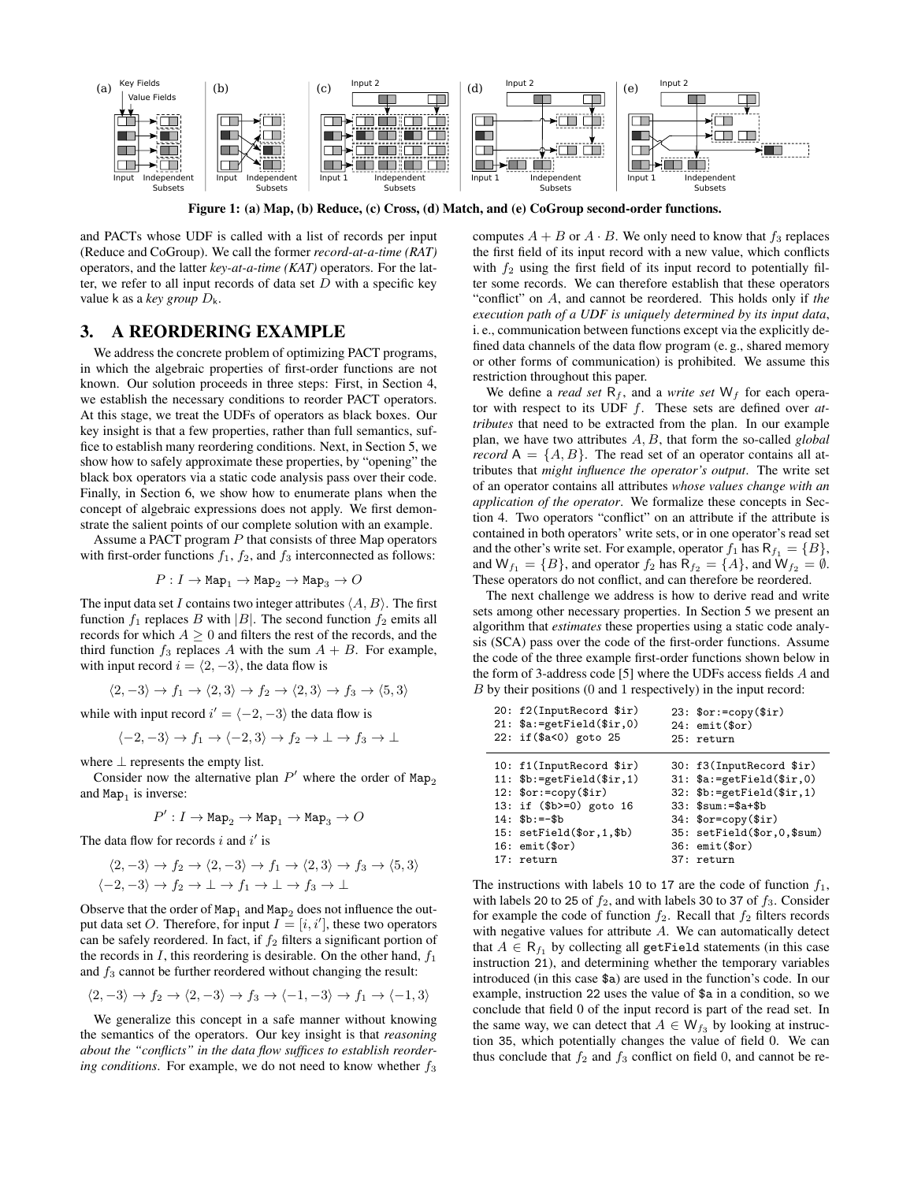**Figure 1: (a) Map, (b) Reduce, (c) Cross, (d) Match, and (e) CoGroup second-order functions.**

and PACTs whose UDF is called with a list of records per input (Reduce and CoGroup). We call the former *record-at-a-time (RAT)* operators, and the latter *key-at-a-time (KAT)* operators. For the latter, we refer to all input records of data set $D$ with a specific key value k as a *key group* $D_{\mathsf{k}}$.

## 3. A REORDERING EXAMPLE

We address the concrete problem of optimizing PACT programs, in which the algebraic properties of first-order functions are not known. Our solution proceeds in three steps: First, in Section 4, we establish the necessary conditions to reorder PACT operators. At this stage, we treat the UDFs of operators as black boxes. Our key insight is that a few properties, rather than full semantics, suffice to establish many reordering conditions. Next, in Section 5, we show how to safely approximate these properties, by "opening" the black box operators via a static code analysis pass over their code. Finally, in Section 6, we show how to enumerate plans when the concept of algebraic expressions does not apply. We first demonstrate the salient points of our complete solution with an example.

Assume a PACT program $P$ that consists of three Map operators with first-order functions $f_1$, $f_2$, and $f_3$ interconnected as follows:

$$P : I \to \mathtt{Map}_1 \to \mathtt{Map}_2 \to \mathtt{Map}_3 \to O$$

The input data set $I$ contains two integer attributes $\langle A, B\rangle$. The first function $f_1$ replaces $B$ with $|B|$. The second function $f_2$ emits all records for which $A \geq 0$ and filters the rest of the records, and the third function $f_3$ replaces $A$ with the sum $A + B$. For example, with input record $i = \langle 2, -3\rangle$, the data flow is

$$\langle 2, -3\rangle \to f_1 \to \langle 2, 3\rangle \to f_2 \to \langle 2, 3\rangle \to f_3 \to \langle 5, 3\rangle$$

while with input record $i' = \langle -2, -3\rangle$ the data flow is

$$\langle -2, -3\rangle \to f_1 \to \langle -2, 3\rangle \to f_2 \to \perp \to f_3 \to \perp$$

where $\perp$ represents the empty list.

Consider now the alternative plan $P'$ where the order of $\mathtt{Map}_2$ and $\mathtt{Map}_1$ is inverse:

$$P' : I \to \mathtt{Map}_2 \to \mathtt{Map}_1 \to \mathtt{Map}_3 \to O$$

The data flow for records $i$ and $i'$ is

$$\langle 2, -3\rangle \to f_2 \to \langle 2, -3\rangle \to f_1 \to \langle 2, 3\rangle \to f_3 \to \langle 5, 3\rangle$$
$$\langle -2, -3\rangle \to f_2 \to \perp \to f_1 \to \perp \to f_3 \to \perp$$

Observe that the order of $\mathtt{Map}_1$ and $\mathtt{Map}_2$ does not influence the output data set $O$. Therefore, for input $I = [i, i']$, these two operators can be safely reordered. In fact, if $f_2$ filters a significant portion of the records in $I$, this reordering is desirable. On the other hand, $f_1$ and $f_3$ cannot be further reordered without changing the result:

$$\langle 2, -3\rangle \to f_2 \to \langle 2, -3\rangle \to f_3 \to \langle -1, -3\rangle \to f_1 \to \langle -1, 3\rangle$$

We generalize this concept in a safe manner without knowing the semantics of the operators. Our key insight is that *reasoning about the "conflicts" in the data flow suffices to establish reordering conditions*. For example, we do not need to know whether $f_3$ computes $A + B$ or $A \cdot B$. We only need to know that $f_3$ replaces the first field of its input record with a new value, which conflicts with $f_2$ using the first field of its input record to potentially filter some records. We can therefore establish that these operators "conflict" on $A$, and cannot be reordered. This holds only if *the execution path of a UDF is uniquely determined by its input data*, i. e., communication between functions except via the explicitly defined data channels of the data flow program (e. g., shared memory or other forms of communication) is prohibited. We assume this restriction throughout this paper.

We define a *read set* $\mathsf{R}_f$, and a *write set* $\mathsf{W}_f$ for each operator with respect to its UDF $f$. These sets are defined over *attributes* that need to be extracted from the plan. In our example plan, we have two attributes $A, B$, that form the so-called *global record* $\mathsf{A} = \{A, B\}$. The read set of an operator contains all attributes that *might influence the operator's output*. The write set of an operator contains all attributes *whose values change with an application of the operator*. We formalize these concepts in Section 4. Two operators "conflict" on an attribute if the attribute is contained in both operators' write sets, or in one operator's read set and the other's write set. For example, operator $f_1$ has $\mathsf{R}_{f_1} = \{B\}$, and $\mathsf{W}_{f_1} = \{B\}$, and operator $f_2$ has $\mathsf{R}_{f_2} = \{A\}$, and $\mathsf{W}_{f_2} = \emptyset$. These operators do not conflict, and can therefore be reordered.

The next challenge we address is how to derive read and write sets among other necessary properties. In Section 5 we present an algorithm that *estimates* these properties using a static code analysis (SCA) pass over the code of the first-order functions. Assume the code of the three example first-order functions shown below in the form of 3-address code [5] where the UDFs access fields $A$ and $B$ by their positions (0 and 1 respectively) in the input record:

```
20: f2(InputRecord $ir)          23: $or:=copy($ir)
21: $a:=getField($ir,0)          24: emit($or)
22: if($a<0) goto 25             25: return
```

```
10: f1(InputRecord $ir)          30: f3(InputRecord $ir)
11: $b:=getField($ir,1)          31: $a:=getField($ir,0)
12: $or:=copy($ir)               32: $b:=getField($ir,1)
13: if ($b>=0) goto 16           33: $sum:=$a+$b
14: $b:=-$b                      34: $or=copy($ir)
15: setField($or,1,$b)           35: setField($or,0,$sum)
16: emit($or)                    36: emit($or)
17: return                       37: return
```

The instructions with labels 10 to 17 are the code of function $f_1$, with labels 20 to 25 of $f_2$, and with labels 30 to 37 of $f_3$. Consider for example the code of function $f_2$. Recall that $f_2$ filters records with negative values for attribute $A$. We can automatically detect that $A \in \mathsf{R}_{f_1}$ by collecting all `getField` statements (in this case instruction 21), and determining whether the temporary variables introduced (in this case `$a`) are used in the function's code. In our example, instruction 22 uses the value of `$a` in a condition, so we conclude that field 0 of the input record is part of the read set. In the same way, we can detect that $A \in \mathsf{W}_{f_3}$ by looking at instruction 35, which potentially changes the value of field 0. We can thus conclude that $f_2$ and $f_3$ conflict on field 0, and cannot be re-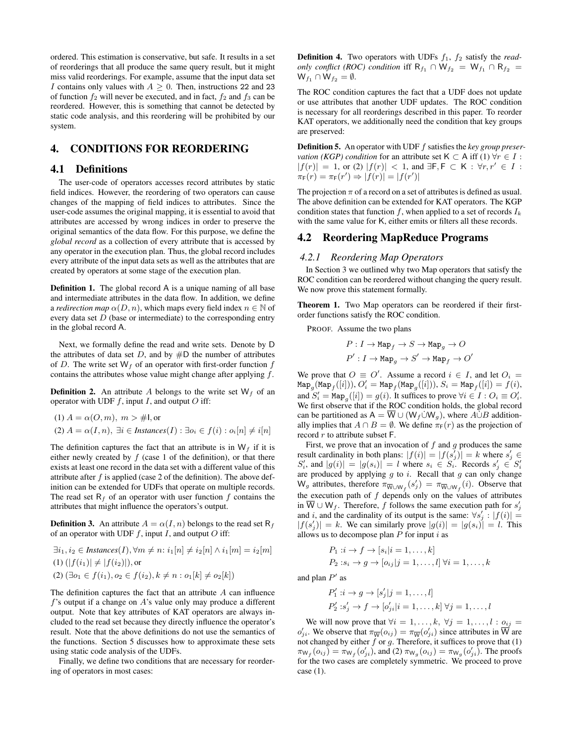ordered. This estimation is conservative, but safe. It results in a set of reorderings that all produce the same query result, but it might miss valid reorderings. For example, assume that the input data set $I$ contains only values with $A \geq 0$. Then, instructions 22 and 23 of function $f_2$ will never be executed, and in fact, $f_2$ and $f_3$ can be reordered. However, this is something that cannot be detected by static code analysis, and this reordering will be prohibited by our system.

# 4. CONDITIONS FOR REORDERING

## 4.1 Definitions

The user-code of operators accesses record attributes by static field indices. However, the reordering of two operators can cause changes of the mapping of field indices to attributes. Since the user-code assumes the original mapping, it is essential to avoid that attributes are accessed by wrong indices in order to preserve the original semantics of the data flow. For this purpose, we define the *global record* as a collection of every attribute that is accessed by any operator in the execution plan. Thus, the global record includes every attribute of the input data sets as well as the attributes that are created by operators at some stage of the execution plan.

**Definition 1.** The global record $\mathsf{A}$ is a unique naming of all base and intermediate attributes in the data flow. In addition, we define a *redirection map* $\alpha(D, n)$, which maps every field index $n \in \mathbb{N}$ of every data set $D$ (base or intermediate) to the corresponding entry in the global record $\mathsf{A}$.

Next, we formally define the read and write sets. Denote by $\mathsf{D}$ the attributes of data set $D$, and by $\#\mathsf{D}$ the number of attributes of $D$. The write set $\mathsf{W}_f$ of an operator with first-order function $f$ contains the attributes whose value might change after applying $f$.

**Definition 2.** An attribute $A$ belongs to the write set $\mathsf{W}_f$ of an operator with UDF $f$, input $I$, and output $O$ iff:

(1) $A = \alpha(O, m),\ m > \#\mathsf{I}$, or

(2) $A = \alpha(I, n),\ \exists i \in \mathit{Instances}(I) : \exists o_i \in f(i) : o_i[n] \neq i[n]$

The definition captures the fact that an attribute is in $\mathsf{W}_f$ if it is either newly created by $f$ (case 1 of the definition), or that there exists at least one record in the data set with a different value of this attribute after $f$ is applied (case 2 of the definition). The above definition can be extended for UDFs that operate on multiple records. The read set $\mathsf{R}_f$ of an operator with user function $f$ contains the attributes that might influence the operators's output.

**Definition 3.** An attribute $A = \alpha(I, n)$ belongs to the read set $\mathsf{R}_f$ of an operator with UDF $f$, input $I$, and output $O$ iff:

$\exists i_1, i_2 \in \mathit{Instances}(I), \forall m \neq n$: $i_1[n] \neq i_2[n] \wedge i_1[m] = i_2[m]$

(1) $(|f(i_1)| \neq |f(i_2)|)$, or

(2) $(\exists o_1 \in f(i_1), o_2 \in f(i_2), k \neq n : o_1[k] \neq o_2[k])$

The definition captures the fact that an attribute $A$ can influence $f$'s output if a change on $A$'s value only may produce a different output. Note that key attributes of KAT operators are always included to the read set because they directly influence the operator's result. Note that the above definitions do not use the semantics of the functions. Section 5 discusses how to approximate these sets using static code analysis of the UDFs.

Finally, we define two conditions that are necessary for reordering of operators in most cases:

**Definition 4.** Two operators with UDFs $f_1$, $f_2$ satisfy the *read-only conflict (ROC) condition* iff $\mathsf{R}_{f_1} \cap \mathsf{W}_{f_2} = \mathsf{W}_{f_1} \cap \mathsf{R}_{f_2} = \mathsf{W}_{f_1} \cap \mathsf{W}_{f_2} = \emptyset$.

The ROC condition captures the fact that a UDF does not update or use attributes that another UDF updates. The ROC condition is necessary for all reorderings described in this paper. To reorder KAT operators, we additionally need the condition that key groups are preserved:

**Definition 5.** An operator with UDF $f$ satisfies the *key group preservation (KGP) condition* for an attribute set $\mathsf{K} \subset \mathsf{A}$ iff (1) $\forall r \in I$ : $|f(r)| = 1$, or (2) $|f(r)| < 1$, and $\exists \mathsf{F}, \mathsf{F} \subset \mathsf{K} : \forall r, r' \in I : \pi_{\mathsf{F}}(r) = \pi_{\mathsf{F}}(r') \Rightarrow |f(r)| = |f(r')|$

The projection $\pi$ of a record on a set of attributes is defined as usual. The above definition can be extended for KAT operators. The KGP condition states that function $f$, when applied to a set of records $I_k$ with the same value for $\mathsf{K}$, either emits or filters all these records.

## 4.2 Reordering MapReduce Programs

### 4.2.1 Reordering Map Operators

In Section 3 we outlined why two Map operators that satisfy the ROC condition can be reordered without changing the query result. We now prove this statement formally.

**Theorem 1.** Two Map operators can be reordered if their first-order functions satisfy the ROC condition.

PROOF. Assume the two plans

$$P : I \rightarrow \texttt{Map}_f \rightarrow S \rightarrow \texttt{Map}_g \rightarrow O$$
$$P' : I \rightarrow \texttt{Map}_g \rightarrow S' \rightarrow \texttt{Map}_f \rightarrow O'$$

We prove that $O \equiv O'$. Assume a record $i \in I$, and let $O_i = \texttt{Map}_g(\texttt{Map}_f([i]))$, $O'_i = \texttt{Map}_f(\texttt{Map}_g([i]))$, $S_i = \texttt{Map}_f([i]) = f(i)$, and $S'_i = \texttt{Map}_g([i]) = g(i)$. It suffices to prove $\forall i \in I : O_i \equiv O'_i$. We first observe that if the ROC condition holds, the global record can be partitioned as $\mathsf{A} = \overline{\mathsf{W}} \cup (\mathsf{W}_f \dot\cup \mathsf{W}_g)$, where $A \dot\cup B$ additionally implies that $A \cap B = \emptyset$. We define $\pi_{\mathsf{F}}(r)$ as the projection of record $r$ to attribute subset $\mathsf{F}$.

First, we prove that an invocation of $f$ and $g$ produces the same result cardinality in both plans: $|f(i)| = |f(s'_j)| = k$ where $s'_j \in S'_i$, and $|g(i)| = |g(s_i)| = l$ where $s_i \in S_i$. Records $s'_j \in S'_i$ are produced by applying $g$ to $i$. Recall that $g$ can only change $\mathsf{W}_g$ attributes, therefore $\pi_{\overline{\mathsf{W}} \cup \mathsf{W}_f}(s'_j) = \pi_{\overline{\mathsf{W}} \cup \mathsf{W}_f}(i)$. Observe that the execution path of $f$ depends only on the values of attributes in $\overline{\mathsf{W}} \cup \mathsf{W}_f$. Therefore, $f$ follows the same execution path for $s'_j$ and $i$, and the cardinality of its output is the same: $\forall s'_j : |f(i)| = |f(s'_j)| = k$. We can similarly prove $|g(i)| = |g(s_i)| = l$. This allows us to decompose plan $P$ for input $i$ as

$$P_1 : i \rightarrow f \rightarrow [s_i | i = 1, \ldots, k]$$
$$P_2 : s_i \rightarrow g \rightarrow [o_{ij} | j = 1, \ldots, l] \ \forall i = 1, \ldots, k$$

and plan $P'$ as

$$P'_1 : i \rightarrow g \rightarrow [s'_j | j = 1, \ldots, l]$$
$$P'_2 : s'_j \rightarrow f \rightarrow [o'_{ji} | i = 1, \ldots, k] \ \forall j = 1, \ldots, l$$

We will now prove that $\forall i = 1, \ldots, k,\ \forall j = 1, \ldots, l : o_{ij} = o'_{ji}$. We observe that $\pi_{\overline{\mathsf{W}}}(o_{ij}) = \pi_{\overline{\mathsf{W}}}(o'_{ji})$ since attributes in $\overline{\mathsf{W}}$ are not changed by either $f$ or $g$. Therefore, it suffices to prove that (1) $\pi_{\mathsf{W}_f}(o_{ij}) = \pi_{\mathsf{W}_f}(o'_{ji})$, and (2) $\pi_{\mathsf{W}_g}(o_{ij}) = \pi_{\mathsf{W}_g}(o'_{ji})$. The proofs for the two cases are completely symmetric. We proceed to prove case (1).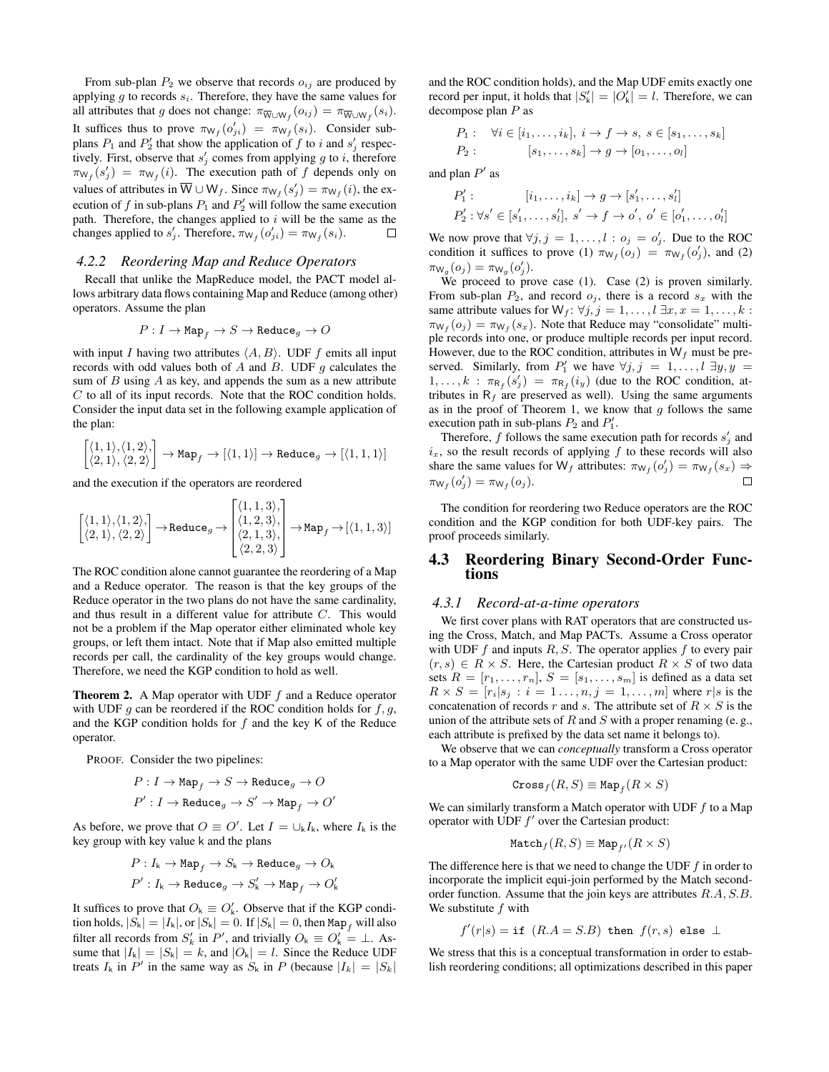From sub-plan $P_2$ we observe that records $o_{ij}$ are produced by applying $g$ to records $s_i$. Therefore, they have the same values for all attributes that $g$ does not change: $\pi_{\overline{\mathsf{W}} \cup \mathsf{W}_f}(o_{ij}) = \pi_{\overline{\mathsf{W}} \cup \mathsf{W}_f}(s_i)$. It suffices thus to prove $\pi_{\mathsf{W}_f}(o'_{ji}) = \pi_{\mathsf{W}_f}(s_i)$. Consider sub-plans $P_1$ and $P'_2$ that show the application of $f$ to $i$ and $s'_j$ respectively. First, observe that $s'_j$ comes from applying $g$ to $i$, therefore $\pi_{\mathsf{W}_f}(s'_j) = \pi_{\mathsf{W}_f}(i)$. The execution path of $f$ depends only on values of attributes in $\overline{\mathsf{W}} \cup \mathsf{W}_f$. Since $\pi_{\mathsf{W}_f}(s'_j) = \pi_{\mathsf{W}_f}(i)$, the execution of $f$ in sub-plans $P_1$ and $P'_2$ will follow the same execution path. Therefore, the changes applied to $i$ will be the same as the changes applied to $s'_j$. Therefore, $\pi_{\mathsf{W}_f}(o'_{ji}) = \pi_{\mathsf{W}_f}(s_i)$. □

### 4.2.2 Reordering Map and Reduce Operators

Recall that unlike the MapReduce model, the PACT model allows arbitrary data flows containing Map and Reduce (among other) operators. Assume the plan

$$P : I \rightarrow \texttt{Map}_f \rightarrow S \rightarrow \texttt{Reduce}_g \rightarrow O$$

with input $I$ having two attributes $\langle A, B\rangle$. UDF $f$ emits all input records with odd values both of $A$ and $B$. UDF $g$ calculates the sum of $B$ using $A$ as key, and appends the sum as a new attribute $C$ to all of its input records. Note that the ROC condition holds. Consider the input data set in the following example application of the plan:

$$\begin{bmatrix}\langle 1,1\rangle,\langle 1,2\rangle,\\ \langle 2,1\rangle,\langle 2,2\rangle\end{bmatrix} \rightarrow \texttt{Map}_f \rightarrow [\langle 1,1\rangle] \rightarrow \texttt{Reduce}_g \rightarrow [\langle 1,1,1\rangle]$$

and the execution if the operators are reordered

$$\begin{bmatrix}\langle 1,1\rangle,\langle 1,2\rangle,\\ \langle 2,1\rangle,\langle 2,2\rangle\end{bmatrix} \rightarrow \texttt{Reduce}_g \rightarrow \begin{bmatrix}\langle 1,1,3\rangle,\\ \langle 1,2,3\rangle,\\ \langle 2,1,3\rangle,\\ \langle 2,2,3\rangle\end{bmatrix} \rightarrow \texttt{Map}_f \rightarrow [\langle 1,1,3\rangle]$$

The ROC condition alone cannot guarantee the reordering of a Map and a Reduce operator. The reason is that the key groups of the Reduce operator in the two plans do not have the same cardinality, and thus result in a different value for attribute $C$. This would not be a problem if the Map operator either eliminated whole key groups, or left them intact. Note that if Map also emitted multiple records per call, the cardinality of the key groups would change. Therefore, we need the KGP condition to hold as well.

**Theorem 2.** *A Map operator with UDF $f$ and a Reduce operator with UDF $g$ can be reordered if the ROC condition holds for $f, g$, and the KGP condition holds for $f$ and the key $\mathsf{K}$ of the Reduce operator.*

PROOF. Consider the two pipelines:

$$P : I \rightarrow \texttt{Map}_f \rightarrow S \rightarrow \texttt{Reduce}_g \rightarrow O$$
$$P' : I \rightarrow \texttt{Reduce}_g \rightarrow S' \rightarrow \texttt{Map}_f \rightarrow O'$$

As before, we prove that $O \equiv O'$. Let $I = \cup_{\mathsf{k}} I_{\mathsf{k}}$, where $I_{\mathsf{k}}$ is the key group with key value $\mathsf{k}$ and the plans

$$P : I_{\mathsf{k}} \rightarrow \texttt{Map}_f \rightarrow S_{\mathsf{k}} \rightarrow \texttt{Reduce}_g \rightarrow O_{\mathsf{k}}$$
$$P' : I_{\mathsf{k}} \rightarrow \texttt{Reduce}_g \rightarrow S'_{\mathsf{k}} \rightarrow \texttt{Map}_f \rightarrow O'_{\mathsf{k}}$$

It suffices to prove that $O_{\mathsf{k}} \equiv O'_{\mathsf{k}}$. Observe that if the KGP condition holds, $|S_{\mathsf{k}}| = |I_{\mathsf{k}}|$, or $|S_{\mathsf{k}}| = 0$. If $|S_{\mathsf{k}}| = 0$, then $\texttt{Map}_f$ will also filter all records from $S'_k$ in $P'$, and trivially $O_{\mathsf{k}} \equiv O'_{\mathsf{k}} = \perp$. Assume that $|I_{\mathsf{k}}| = |S_{\mathsf{k}}| = k$, and $|O_{\mathsf{k}}| = l$. Since the Reduce UDF treats $I_{\mathsf{k}}$ in $P'$ in the same way as $S_{\mathsf{k}}$ in $P$ (because $|I_{\mathsf{k}}| = |S_{\mathsf{k}}|$ and the ROC condition holds), and the Map UDF emits exactly one record per input, it holds that $|S'_{\mathsf{k}}| = |O'_{\mathsf{k}}| = l$. Therefore, we can decompose plan $P$ as

$$P_1 : \quad \forall i \in [i_1,\ldots,i_k],\ i \rightarrow f \rightarrow s,\ s \in [s_1,\ldots,s_k]$$
$$P_2 : \quad [s_1,\ldots,s_k] \rightarrow g \rightarrow [o_1,\ldots,o_l]$$

and plan $P'$ as

$$P'_1 : \quad [i_1,\ldots,i_k] \rightarrow g \rightarrow [s'_1,\ldots,s'_l]$$
$$P'_2 : \forall s' \in [s'_1,\ldots,s'_l],\ s' \rightarrow f \rightarrow o',\ o' \in [o'_1,\ldots,o'_l]$$

We now prove that $\forall j, j = 1,\ldots,l : o_j = o'_j$. Due to the ROC condition it suffices to prove (1) $\pi_{\mathsf{W}_f}(o_j) = \pi_{\mathsf{W}_f}(o'_j)$, and (2) $\pi_{\mathsf{W}_g}(o_j) = \pi_{\mathsf{W}_g}(o'_j)$.

We proceed to prove case (1). Case (2) is proven similarly. From sub-plan $P_2$, and record $o_j$, there is a record $s_x$ with the same attribute values for $\mathsf{W}_f$: $\forall j, j = 1,\ldots,l\ \exists x, x = 1,\ldots,k : \pi_{\mathsf{W}_f}(o_j) = \pi_{\mathsf{W}_f}(s_x)$. Note that Reduce may "consolidate" multiple records into one, or produce multiple records per input record. However, due to the ROC condition, attributes in $\mathsf{W}_f$ must be preserved. Similarly, from $P'_1$ we have $\forall j, j = 1,\ldots,l\ \exists y, y = 1,\ldots,k : \pi_{\mathsf{R}_f}(s'_j) = \pi_{\mathsf{R}_f}(i_y)$ (due to the ROC condition, attributes in $\mathsf{R}_f$ are preserved as well). Using the same arguments as in the proof of Theorem 1, we know that $g$ follows the same execution path in sub-plans $P_2$ and $P'_1$.

Therefore, $f$ follows the same execution path for records $s'_j$ and $i_x$, so the result records of applying $f$ to these records will also share the same values for $\mathsf{W}_f$ attributes: $\pi_{\mathsf{W}_f}(o'_j) = \pi_{\mathsf{W}_f}(s_x) \Rightarrow \pi_{\mathsf{W}_f}(o'_j) = \pi_{\mathsf{W}_f}(o_j)$. □

The condition for reordering two Reduce operators are the ROC condition and the KGP condition for both UDF-key pairs. The proof proceeds similarly.

## 4.3 Reordering Binary Second-Order Functions

### 4.3.1 Record-at-a-time operators

We first cover plans with RAT operators that are constructed using the Cross, Match, and Map PACTs. Assume a Cross operator with UDF $f$ and inputs $R, S$. The operator applies $f$ to every pair $(r, s) \in R \times S$. Here, the Cartesian product $R \times S$ of two data sets $R = [r_1,\ldots,r_n]$, $S = [s_1,\ldots,s_m]$ is defined as a data set $R \times S = [r_i|s_j : i = 1\ldots,n, j = 1,\ldots,m]$ where $r|s$ is the concatenation of records $r$ and $s$. The attribute set of $R \times S$ is the union of the attribute sets of $R$ and $S$ with a proper renaming (e. g., each attribute is prefixed by the data set name it belongs to).

We observe that we can *conceptually* transform a Cross operator to a Map operator with the same UDF over the Cartesian product:

$$\texttt{Cross}_f(R, S) \equiv \texttt{Map}_f(R \times S)$$

We can similarly transform a Match operator with UDF $f$ to a Map operator with UDF $f'$ over the Cartesian product:

$$\texttt{Match}_f(R, S) \equiv \texttt{Map}_{f'}(R \times S)$$

The difference here is that we need to change the UDF $f$ in order to incorporate the implicit equi-join performed by the Match second-order function. Assume that the join keys are attributes $R.A, S.B$. We substitute $f$ with

$$f'(r|s) = \texttt{if}\ \ (R.A = S.B)\ \ \texttt{then}\ \ f(r, s)\ \ \texttt{else}\ \ \perp$$

We stress that this is a conceptual transformation in order to establish reordering conditions; all optimizations described in this paper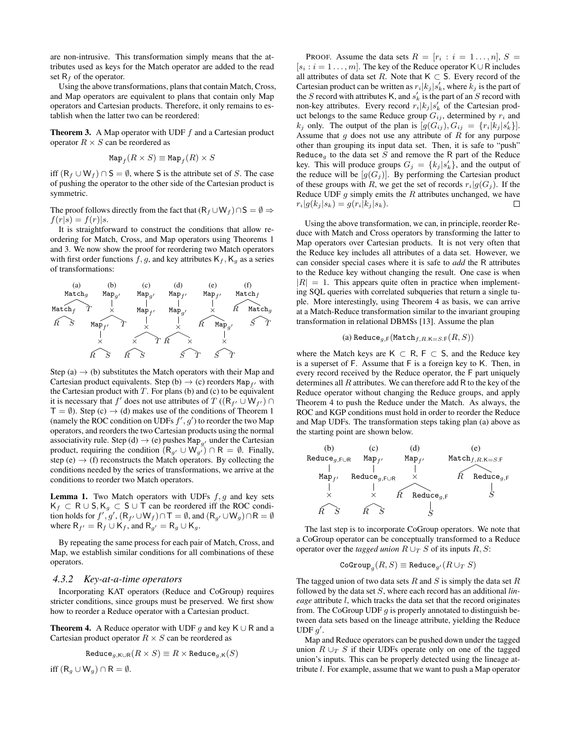are non-intrusive. This transformation simply means that the attributes used as keys for the Match operator are added to the read set $\mathsf{R}_f$ of the operator.

Using the above transformations, plans that contain Match, Cross, and Map operators are equivalent to plans that contain only Map operators and Cartesian products. Therefore, it only remains to establish when the latter two can be reordered:

**Theorem 3.** A Map operator with UDF $f$ and a Cartesian product operator $R \times S$ can be reordered as

$$\mathtt{Map}_f(R \times S) \equiv \mathtt{Map}_f(R) \times S$$

iff $(\mathsf{R}_f \cup \mathsf{W}_f) \cap \mathsf{S} = \emptyset$, where $\mathsf{S}$ is the attribute set of $S$. The case of pushing the operator to the other side of the Cartesian product is symmetric.

The proof follows directly from the fact that $(\mathsf{R}_f \cup \mathsf{W}_f) \cap \mathsf{S} = \emptyset \Rightarrow f(r|s) = f(r)|s$.

It is straightforward to construct the conditions that allow reordering for Match, Cross, and Map operators using Theorems 1 and 3. We now show the proof for reordering two Match operators with first order functions $f, g$, and key attributes $\mathsf{K}_f, \mathsf{K}_g$ as a series of transformations:

(a) $\mathtt{Match}_g(\mathtt{Match}_f(R, S), T)$ (b) $\mathtt{Map}_{g'}(\mathtt{Map}_{f'}(R \times S) \times T)$ (c) $\mathtt{Map}_{g'}(\mathtt{Map}_{f'}((R \times S) \times T))$ (d) $\mathtt{Map}_{f'}(\mathtt{Map}_{g'}(R \times (S \times T)))$ (e) $\mathtt{Map}_{f'}(R \times \mathtt{Map}_{g'}(S \times T))$ (f) $\mathtt{Match}_f(R, \mathtt{Match}_g(S, T))$

Step (a) → (b) substitutes the Match operators with their Map and Cartesian product equivalents. Step (b) → (c) reorders $\mathtt{Map}_{f'}$ with the Cartesian product with $T$. For plans (b) and (c) to be equivalent it is necessary that $f'$ does not use attributes of $T$ ($(\mathsf{R}_{f'} \cup \mathsf{W}_{f'}) \cap \mathsf{T} = \emptyset$). Step (c) → (d) makes use of the conditions of Theorem 1 (namely the ROC condition on UDFs $f', g'$) to reorder the two Map operators, and reorders the two Cartesian products using the normal associativity rule. Step (d) → (e) pushes $\mathtt{Map}_{g'}$ under the Cartesian product, requiring the condition $(\mathsf{R}_{g'} \cup \mathsf{W}_{g'}) \cap \mathsf{R} = \emptyset$. Finally, step (e) → (f) reconstructs the Match operators. By collecting the conditions needed by the series of transformations, we arrive at the conditions to reorder two Match operators.

**Lemma 1.** Two Match operators with UDFs $f, g$ and key sets $\mathsf{K}_f \subset \mathsf{R} \cup \mathsf{S}, \mathsf{K}_g \subset \mathsf{S} \cup \mathsf{T}$ can be reordered iff the ROC condition holds for $f', g'$, $(\mathsf{R}_{f'} \cup \mathsf{W}_f) \cap \mathsf{T} = \emptyset$, and $(\mathsf{R}_{g'} \cup \mathsf{W}_g) \cap \mathsf{R} = \emptyset$ where $\mathsf{R}_{f'} = \mathsf{R}_f \cup \mathsf{K}_f$, and $\mathsf{R}_{g'} = \mathsf{R}_g \cup \mathsf{K}_g$.

By repeating the same process for each pair of Match, Cross, and Map, we establish similar conditions for all combinations of these operators.

### 4.3.2 Key-at-a-time operators

Incorporating KAT operators (Reduce and CoGroup) requires stricter conditions, since groups must be preserved. We first show how to reorder a Reduce operator with a Cartesian product.

**Theorem 4.** A Reduce operator with UDF $g$ and key $\mathsf{K} \cup \mathsf{R}$ and a Cartesian product operator $R \times S$ can be reordered as

$$\mathtt{Reduce}_{g,\mathsf{K}\cup\mathsf{R}}(R \times S) \equiv R \times \mathtt{Reduce}_{g,\mathsf{K}}(S)$$

iff $(\mathsf{R}_g \cup \mathsf{W}_g) \cap \mathsf{R} = \emptyset$.

PROOF. Assume the data sets $R = [r_i : i = 1 \ldots, n]$, $S = [s_i : i = 1 \ldots, m]$. The key of the Reduce operator $\mathsf{K} \cup \mathsf{R}$ includes all attributes of data set $R$. Note that $\mathsf{K} \subset \mathsf{S}$. Every record of the Cartesian product can be written as $r_i|k_j|s'_k$, where $k_j$ is the part of the $S$ record with attributes $\mathsf{K}$, and $s'_k$ is the part of an $S$ record with non-key attributes. Every record $r_i|k_j|s'_k$ of the Cartesian product belongs to the same Reduce group $G_{ij}$, determined by $r_i$ and $k_j$ only. The output of the plan is $[g(G_{ij}), G_{ij} = \{r_i|k_j|s'_k\}]$. Assume that $g$ does not use any attribute of $R$ for any purpose other than grouping its input data set. Then, it is safe to "push" $\mathtt{Reduce}_g$ to the data set $S$ and remove the $\mathsf{R}$ part of the Reduce key. This will produce groups $G_j = \{k_j|s'_k\}$, and the output of the reduce will be $[g(G_j)]$. By performing the Cartesian product of these groups with $R$, we get the set of records $r_i|g(G_j)$. If the Reduce UDF $g$ simply emits the $R$ attributes unchanged, we have $r_i|g(k_j|s_k) = g(r_i|k_j|s_k)$. □

Using the above transformation, we can, in principle, reorder Reduce with Match and Cross operators by transforming the latter to Map operators over Cartesian products. It is not very often that the Reduce key includes all attributes of a data set. However, we can consider special cases where it is safe to *add* the $\mathsf{R}$ attributes to the Reduce key without changing the result. One case is when $|R| = 1$. This appears quite often in practice when implementing SQL queries with correlated subqueries that return a single tuple. More interestingly, using Theorem 4 as basis, we can arrive at a Match-Reduce transformation similar to the invariant grouping transformation in relational DBMSs [13]. Assume the plan

$$\text{(a) } \mathtt{Reduce}_{g,\mathsf{F}}(\mathtt{Match}_{f,R.\mathsf{K}=S.\mathsf{F}}(R, S))$$

where the Match keys are $\mathsf{K} \subset \mathsf{R}$, $\mathsf{F} \subset \mathsf{S}$, and the Reduce key is a superset of $\mathsf{F}$. Assume that $\mathsf{F}$ is a foreign key to $\mathsf{K}$. Then, in every record received by the Reduce operator, the $\mathsf{F}$ part uniquely determines all $R$ attributes. We can therefore add $\mathsf{R}$ to the key of the Reduce operator without changing the Reduce groups, and apply Theorem 4 to push the Reduce under the Match. As always, the ROC and KGP conditions must hold in order to reorder the Reduce and Map UDFs. The transformation steps taking plan (a) above as the starting point are shown below.

(b) $\mathtt{Reduce}_{g,\mathsf{F}\cup\mathsf{R}}(\mathtt{Map}_{f'}(R \times S))$ (c) $\mathtt{Map}_{f'}(\mathtt{Reduce}_{g,\mathsf{F}\cup\mathsf{R}}(R \times S))$ (d) $\mathtt{Map}_{f'}(R \times \mathtt{Reduce}_{g,\mathsf{F}}(S))$ (e) $\mathtt{Match}_{f,R.\mathsf{K}=S.\mathsf{F}}(R, \mathtt{Reduce}_{g,\mathsf{F}}(S))$

The last step is to incorporate CoGroup operators. We note that a CoGroup operator can be conceptually transformed to a Reduce operator over the *tagged union* $R \cup_T S$ of its inputs $R, S$:

$$\mathtt{CoGroup}_g(R, S) \equiv \mathtt{Reduce}_{g'}(R \cup_T S)$$

The tagged union of two data sets $R$ and $S$ is simply the data set $R$ followed by the data set $S$, where each record has an additional *lineage* attribute $l$, which tracks the data set that the record originates from. The CoGroup UDF $g$ is properly annotated to distinguish between data sets based on the lineage attribute, yielding the Reduce UDF $g'$.

Map and Reduce operators can be pushed down under the tagged union $R \cup_T S$ if their UDFs operate only on one of the tagged union's inputs. This can be properly detected using the lineage attribute $l$. For example, assume that we want to push a Map operator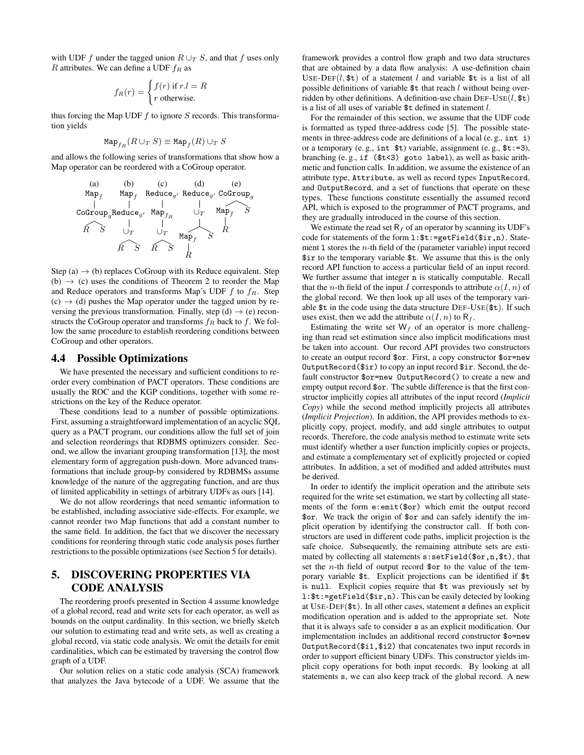with UDF $f$ under the tagged union $R \cup_T S$, and that $f$ uses only $R$ attributes. We can define a UDF $f_R$ as

$$f_R(r) = \begin{cases} f(r) \text{ if } r.l = R \\ r \text{ otherwise.} \end{cases}$$

thus forcing the Map UDF $f$ to ignore $S$ records. This transformation yields

$$\texttt{Map}_{f_R}(R \cup_T S) \equiv \texttt{Map}_f(R) \cup_T S$$

and allows the following series of transformations that show how a Map operator can be reordered with a CoGroup operator.

```
   (a)        (b)        (c)          (d)          (e)
  Map_f      Map_f     Reduce_g'    Reduce_g'    CoGroup_g
    |          |          |            |           /    \
CoGroup_g  Reduce_g'   Map_fR        ∪_T       Map_f    S
  /   \        |          |          /   \        |
 R     S      ∪_T        ∪_T      Map_f   S       R
             /   \      /   \       |
            R     S    R     S      R
```

Step (a) → (b) replaces CoGroup with its Reduce equivalent. Step (b) → (c) uses the conditions of Theorem 2 to reorder the Map and Reduce operators and transforms Map's UDF $f$ to $f_R$. Step (c) → (d) pushes the Map operator under the tagged union by reversing the previous transformation. Finally, step (d) → (e) reconstructs the CoGroup operator and transforms $f_R$ back to $f$. We follow the same procedure to establish reordering conditions between CoGroup and other operators.

## 4.4 Possible Optimizations

We have presented the necessary and sufficient conditions to reorder every combination of PACT operators. These conditions are usually the ROC and the KGP conditions, together with some restrictions on the key of the Reduce operator.

These conditions lead to a number of possible optimizations. First, assuming a straightforward implementation of an acyclic SQL query as a PACT program, our conditions allow the full set of join and selection reorderings that RDBMS optimizers consider. Second, we allow the invariant grouping transformation [13], the most elementary form of aggregation push-down. More advanced transformations that include group-by considered by RDBMSs assume knowledge of the nature of the aggregating function, and are thus of limited applicability in settings of arbitrary UDFs as ours [14].

We do not allow reorderings that need semantic information to be established, including associative side-effects. For example, we cannot reorder two Map functions that add a constant number to the same field. In addition, the fact that we discover the necessary conditions for reordering through static code analysis poses further restrictions to the possible optimizations (see Section 5 for details).

# 5. DISCOVERING PROPERTIES VIA CODE ANALYSIS

The reordering proofs presented in Section 4 assume knowledge of a global record, read and write sets for each operator, as well as bounds on the output cardinality. In this section, we briefly sketch our solution to estimating read and write sets, as well as creating a global record, via static code analysis. We omit the details for emit cardinalities, which can be estimated by traversing the control flow graph of a UDF.

Our solution relies on a static code analysis (SCA) framework that analyzes the Java bytecode of a UDF. We assume that the framework provides a control flow graph and two data structures that are obtained by a data flow analysis: A use-definition chain USE-DEF($l$, `$t`) of a statement $l$ and variable `$t` is a list of all possible definitions of variable `$t` that reach $l$ without being overridden by other definitions. A definition-use chain DEF-USE($l$, `$t`) is a list of all uses of variable `$t` defined in statement $l$.

For the remainder of this section, we assume that the UDF code is formatted as typed three-address code [5]. The possible statements in three-address code are definitions of a local (e. g., `int i`) or a temporary (e. g., `int $t`) variable, assignment (e. g., `$t:=3`), branching (e. g., `if ($t<3) goto label`), as well as basic arithmetic and function calls. In addition, we assume the existence of an attribute type, `Attribute`, as well as record types `InputRecord`, and `OutputRecord`, and a set of functions that operate on these types. These functions constitute essentially the assumed record API, which is exposed to the programmer of PACT programs, and they are gradually introduced in the course of this section.

We estimate the read set $\mathsf{R}_f$ of an operator by scanning its UDF's code for statements of the form `l:$t:=getField($ir,n)`. Statement `l` stores the $n$-th field of the (parameter variable) input record `$ir` to the temporary variable `$t`. We assume that this is the only record API function to access a particular field of an input record. We further assume that integer `n` is statically computable. Recall that the $n$-th field of the input $I$ corresponds to attribute $\alpha(I, n)$ of the global record. We then look up all uses of the temporary variable `$t` in the code using the data structure DEF-USE(`$t`). If such uses exist, then we add the attribute $\alpha(I, n)$ to $\mathsf{R}_f$.

Estimating the write set $\mathsf{W}_f$ of an operator is more challenging than read set estimation since also implicit modifications must be taken into account. Our record API provides two constructors to create an output record `$or`. First, a copy constructor `$or=new OutputRecord($ir)` to copy an input record `$ir`. Second, the default constructor `$or=new OutputRecord()` to create a new and empty output record `$or`. The subtle difference is that the first constructor implicitly copies all attributes of the input record (*Implicit Copy*) while the second method implicitly projects all attributes (*Implicit Projection*). In addition, the API provides methods to explicitly copy, project, modify, and add single attributes to output records. Therefore, the code analysis method to estimate write sets must identify whether a user function implicitly copies or projects, and estimate a complementary set of explicitly projected or copied attributes. In addition, a set of modified and added attributes must be derived.

In order to identify the implicit operation and the attribute sets required for the write set estimation, we start by collecting all statements of the form `e:emit($or)` which emit the output record `$or`. We track the origin of `$or` and can safely identify the implicit operation by identifying the constructor call. If both constructors are used in different code paths, implicit projection is the safe choice. Subsequently, the remaining attribute sets are estimated by collecting all statements `s:setField($or,n,$t)`, that set the $n$-th field of output record `$or` to the value of the temporary variable `$t`. Explicit projections can be identified if `$t` is `null`. Explicit copies require that `$t` was previously set by `l:$t:=getField($ir,n)`. This can be easily detected by looking at USE-DEF(`$t`). In all other cases, statement `s` defines an explicit modification operation and is added to the appropriate set. Note that it is always safe to consider `s` as an explicit modification. Our implementation includes an additional record constructor `$o=new OutputRecord($i1,$i2)` that concatenates two input records in order to support efficient binary UDFs. This constructor yields implicit copy operations for both input records. By looking at all statements `s`, we can also keep track of the global record. A new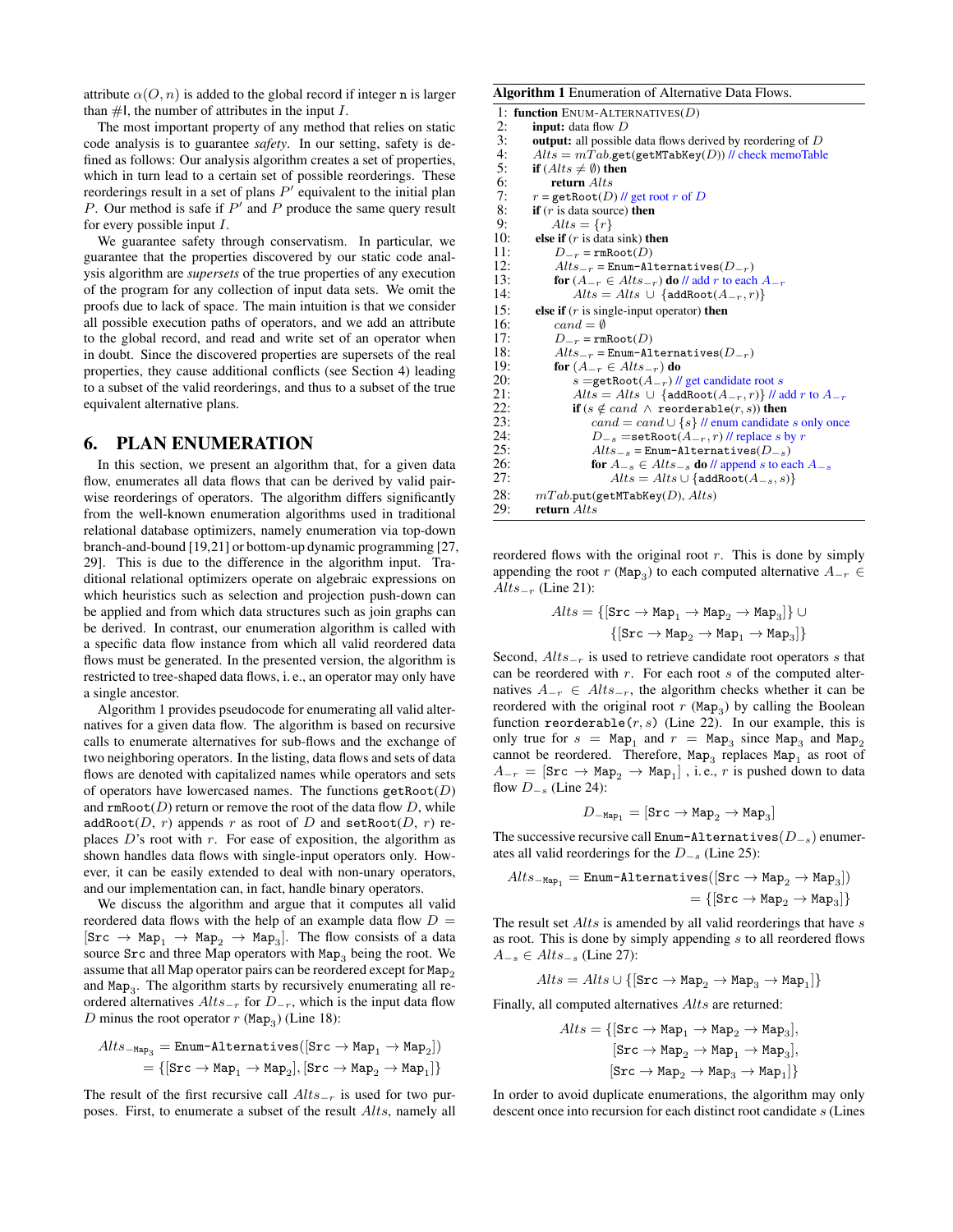attribute $\alpha(O, n)$ is added to the global record if integer n is larger than #I, the number of attributes in the input $I$.

The most important property of any method that relies on static code analysis is to guarantee *safety*. In our setting, safety is defined as follows: Our analysis algorithm creates a set of properties, which in turn lead to a certain set of possible reorderings. These reorderings result in a set of plans $P'$ equivalent to the initial plan $P$. Our method is safe if $P'$ and $P$ produce the same query result for every possible input $I$.

We guarantee safety through conservatism. In particular, we guarantee that the properties discovered by our static code analysis algorithm are *supersets* of the true properties of any execution of the program for any collection of input data sets. We omit the proofs due to lack of space. The main intuition is that we consider all possible execution paths of operators, and we add an attribute to the global record, and read and write set of an operator when in doubt. Since the discovered properties are supersets of the real properties, they cause additional conflicts (see Section 4) leading to a subset of the valid reorderings, and thus to a subset of the true equivalent alternative plans.

## 6. PLAN ENUMERATION

In this section, we present an algorithm that, for a given data flow, enumerates all data flows that can be derived by valid pairwise reorderings of operators. The algorithm differs significantly from the well-known enumeration algorithms used in traditional relational database optimizers, namely enumeration via top-down branch-and-bound [19,21] or bottom-up dynamic programming [27, 29]. This is due to the difference in the algorithm input. Traditional relational optimizers operate on algebraic expressions on which heuristics such as selection and projection push-down can be applied and from which data structures such as join graphs can be derived. In contrast, our enumeration algorithm is called with a specific data flow instance from which all valid reordered data flows must be generated. In the presented version, the algorithm is restricted to tree-shaped data flows, i. e., an operator may only have a single ancestor.

Algorithm 1 provides pseudocode for enumerating all valid alternatives for a given data flow. The algorithm is based on recursive calls to enumerate alternatives for sub-flows and the exchange of two neighboring operators. In the listing, data flows and sets of data flows are denoted with capitalized names while operators and sets of operators have lowercased names. The functions getRoot($D$) and rmRoot($D$) return or remove the root of the data flow $D$, while addRoot($D$, $r$) appends $r$ as root of $D$ and setRoot($D$, $r$) replaces $D$'s root with $r$. For ease of exposition, the algorithm as shown handles data flows with single-input operators only. However, it can be easily extended to deal with non-unary operators, and our implementation can, in fact, handle binary operators.

We discuss the algorithm and argue that it computes all valid reordered data flows with the help of an example data flow $D = [\texttt{Src} \rightarrow \texttt{Map}_1 \rightarrow \texttt{Map}_2 \rightarrow \texttt{Map}_3]$. The flow consists of a data source Src and three Map operators with $\texttt{Map}_3$ being the root. We assume that all Map operator pairs can be reordered except for $\texttt{Map}_2$ and $\texttt{Map}_3$. The algorithm starts by recursively enumerating all reordered alternatives $Alts_{-r}$ for $D_{-r}$, which is the input data flow $D$ minus the root operator $r$ ($\texttt{Map}_3$) (Line 18):

$$Alts_{-\texttt{Map}_3} = \texttt{Enum-Alternatives}([\texttt{Src} \rightarrow \texttt{Map}_1 \rightarrow \texttt{Map}_2]) = \{[\texttt{Src} \rightarrow \texttt{Map}_1 \rightarrow \texttt{Map}_2], [\texttt{Src} \rightarrow \texttt{Map}_2 \rightarrow \texttt{Map}_1]\}$$

The result of the first recursive call $Alts_{-r}$ is used for two purposes. First, to enumerate a subset of the result $Alts$, namely all

**Algorithm 1** Enumeration of Alternative Data Flows.

```
 1: function ENUM-ALTERNATIVES(D)
 2:   input: data flow D
 3:   output: all possible data flows derived by reordering of D
 4:   Alts = mTab.get(getMTabKey(D)) // check memoTable
 5:   if (Alts ≠ ∅) then
 6:     return Alts
 7:   r = getRoot(D) // get root r of D
 8:   if (r is data source) then
 9:     Alts = {r}
10:   else if (r is data sink) then
11:     D_-r = rmRoot(D)
12:     Alts_-r = Enum-Alternatives(D_-r)
13:     for (A_-r ∈ Alts_-r) do // add r to each A_-r
14:       Alts = Alts ∪ {addRoot(A_-r, r)}
15:   else if (r is single-input operator) then
16:     cand = ∅
17:     D_-r = rmRoot(D)
18:     Alts_-r = Enum-Alternatives(D_-r)
19:     for (A_-r ∈ Alts_-r) do
20:       s = getRoot(A_-r) // get candidate root s
21:       Alts = Alts ∪ {addRoot(A_-r, r)} // add r to A_-r
22:       if (s ∉ cand ∧ reorderable(r, s)) then
23:         cand = cand ∪ {s} // enum candidate s only once
24:         D_-s = setRoot(A_-r, r) // replace s by r
25:         Alts_-s = Enum-Alternatives(D_-s)
26:         for A_-s ∈ Alts_-s do // append s to each A_-s
27:           Alts = Alts ∪ {addRoot(A_-s, s)}
28:   mTab.put(getMTabKey(D), Alts)
29:   return Alts
```

reordered flows with the original root $r$. This is done by simply appending the root $r$ ($\texttt{Map}_3$) to each computed alternative $A_{-r} \in Alts_{-r}$ (Line 21):

$$Alts = \{[\texttt{Src} \rightarrow \texttt{Map}_1 \rightarrow \texttt{Map}_2 \rightarrow \texttt{Map}_3]\} \cup \{[\texttt{Src} \rightarrow \texttt{Map}_2 \rightarrow \texttt{Map}_1 \rightarrow \texttt{Map}_3]\}$$

Second, $Alts_{-r}$ is used to retrieve candidate root operators $s$ that can be reordered with $r$. For each root $s$ of the computed alternatives $A_{-r} \in Alts_{-r}$, the algorithm checks whether it can be reordered with the original root $r$ ($\texttt{Map}_3$) by calling the Boolean function reorderable($r$, $s$) (Line 22). In our example, this is only true for $s = \texttt{Map}_1$ and $r = \texttt{Map}_3$ since $\texttt{Map}_3$ and $\texttt{Map}_2$ cannot be reordered. Therefore, $\texttt{Map}_3$ replaces $\texttt{Map}_1$ as root of $A_{-r} = [\texttt{Src} \rightarrow \texttt{Map}_2 \rightarrow \texttt{Map}_1]$, i. e., $r$ is pushed down to data flow $D_{-s}$ (Line 24):

$$D_{-\texttt{Map}_1} = [\texttt{Src} \rightarrow \texttt{Map}_2 \rightarrow \texttt{Map}_3]$$

The successive recursive call Enum-Alternatives($D_{-s}$) enumerates all valid reorderings for the $D_{-s}$ (Line 25):

$$Alts_{-\texttt{Map}_1} = \texttt{Enum-Alternatives}([\texttt{Src} \rightarrow \texttt{Map}_2 \rightarrow \texttt{Map}_3]) = \{[\texttt{Src} \rightarrow \texttt{Map}_2 \rightarrow \texttt{Map}_3]\}$$

The result set $Alts$ is amended by all valid reorderings that have $s$ as root. This is done by simply appending $s$ to all reordered flows $A_{-s} \in Alts_{-s}$ (Line 27):

$$Alts = Alts \cup \{[\texttt{Src} \rightarrow \texttt{Map}_2 \rightarrow \texttt{Map}_3 \rightarrow \texttt{Map}_1]\}$$

Finally, all computed alternatives $Alts$ are returned:

$$Alts = \{[\texttt{Src} \rightarrow \texttt{Map}_1 \rightarrow \texttt{Map}_2 \rightarrow \texttt{Map}_3], [\texttt{Src} \rightarrow \texttt{Map}_2 \rightarrow \texttt{Map}_1 \rightarrow \texttt{Map}_3], [\texttt{Src} \rightarrow \texttt{Map}_2 \rightarrow \texttt{Map}_3 \rightarrow \texttt{Map}_1]\}$$

In order to avoid duplicate enumerations, the algorithm may only descent once into recursion for each distinct root candidate $s$ (Lines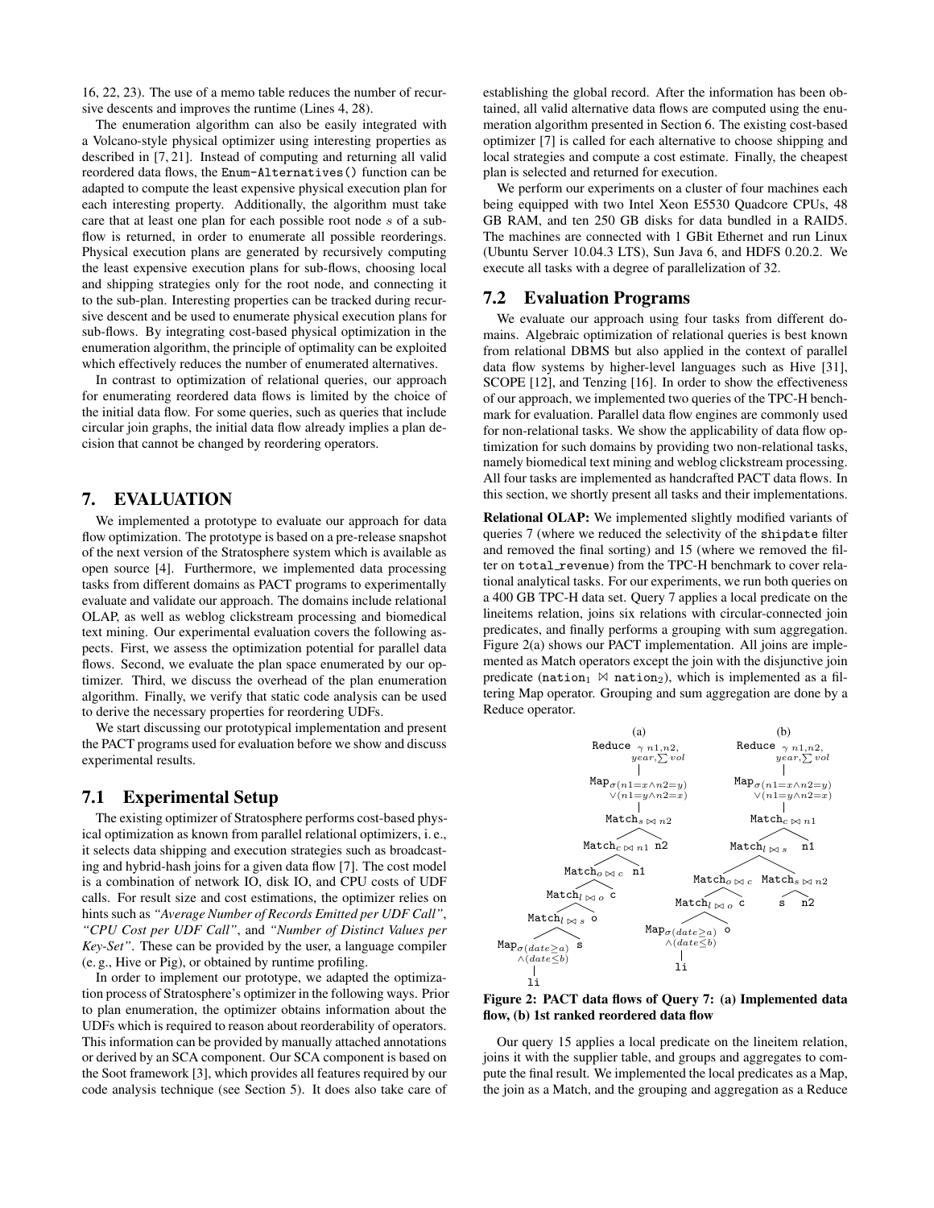16, 22, 23). The use of a memo table reduces the number of recursive descents and improves the runtime (Lines 4, 28).

The enumeration algorithm can also be easily integrated with a Volcano-style physical optimizer using interesting properties as described in [7, 21]. Instead of computing and returning all valid reordered data flows, the `Enum-Alternatives()` function can be adapted to compute the least expensive physical execution plan for each interesting property. Additionally, the algorithm must take care that at least one plan for each possible root node $s$ of a subflow is returned, in order to enumerate all possible reorderings. Physical execution plans are generated by recursively computing the least expensive execution plans for sub-flows, choosing local and shipping strategies only for the root node, and connecting it to the sub-plan. Interesting properties can be tracked during recursive descent and be used to enumerate physical execution plans for sub-flows. By integrating cost-based physical optimization in the enumeration algorithm, the principle of optimality can be exploited which effectively reduces the number of enumerated alternatives.

In contrast to optimization of relational queries, our approach for enumerating reordered data flows is limited by the choice of the initial data flow. For some queries, such as queries that include circular join graphs, the initial data flow already implies a plan decision that cannot be changed by reordering operators.

# 7. EVALUATION

We implemented a prototype to evaluate our approach for data flow optimization. The prototype is based on a pre-release snapshot of the next version of the Stratosphere system which is available as open source [4]. Furthermore, we implemented data processing tasks from different domains as PACT programs to experimentally evaluate and validate our approach. The domains include relational OLAP, as well as weblog clickstream processing and biomedical text mining. Our experimental evaluation covers the following aspects. First, we assess the optimization potential for parallel data flows. Second, we evaluate the plan space enumerated by our optimizer. Third, we discuss the overhead of the plan enumeration algorithm. Finally, we verify that static code analysis can be used to derive the necessary properties for reordering UDFs.

We start discussing our prototypical implementation and present the PACT programs used for evaluation before we show and discuss experimental results.

## 7.1 Experimental Setup

The existing optimizer of Stratosphere performs cost-based physical optimization as known from parallel relational optimizers, i. e., it selects data shipping and execution strategies such as broadcasting and hybrid-hash joins for a given data flow [7]. The cost model is a combination of network IO, disk IO, and CPU costs of UDF calls. For result size and cost estimations, the optimizer relies on hints such as *"Average Number of Records Emitted per UDF Call"*, *"CPU Cost per UDF Call"*, and *"Number of Distinct Values per Key-Set"*. These can be provided by the user, a language compiler (e. g., Hive or Pig), or obtained by runtime profiling.

In order to implement our prototype, we adapted the optimization process of Stratosphere's optimizer in the following ways. Prior to plan enumeration, the optimizer obtains information about the UDFs which is required to reason about reorderability of operators. This information can be provided by manually attached annotations or derived by an SCA component. Our SCA component is based on the Soot framework [3], which provides all features required by our code analysis technique (see Section 5). It does also take care of establishing the global record. After the information has been obtained, all valid alternative data flows are computed using the enumeration algorithm presented in Section 6. The existing cost-based optimizer [7] is called for each alternative to choose shipping and local strategies and compute a cost estimate. Finally, the cheapest plan is selected and returned for execution.

We perform our experiments on a cluster of four machines each being equipped with two Intel Xeon E5530 Quadcore CPUs, 48 GB RAM, and ten 250 GB disks for data bundled in a RAID5. The machines are connected with 1 GBit Ethernet and run Linux (Ubuntu Server 10.04.3 LTS), Sun Java 6, and HDFS 0.20.2. We execute all tasks with a degree of parallelization of 32.

## 7.2 Evaluation Programs

We evaluate our approach using four tasks from different domains. Algebraic optimization of relational queries is best known from relational DBMS but also applied in the context of parallel data flow systems by higher-level languages such as Hive [31], SCOPE [12], and Tenzing [16]. In order to show the effectiveness of our approach, we implemented two queries of the TPC-H benchmark for evaluation. Parallel data flow engines are commonly used for non-relational tasks. We show the applicability of data flow optimization for such domains by providing two non-relational tasks, namely biomedical text mining and weblog clickstream processing. All four tasks are implemented as handcrafted PACT data flows. In this section, we shortly present all tasks and their implementations.

**Relational OLAP:** We implemented slightly modified variants of queries 7 (where we reduced the selectivity of the `shipdate` filter and removed the final sorting) and 15 (where we removed the filter on `total_revenue`) from the TPC-H benchmark to cover relational analytical tasks. For our experiments, we run both queries on a 400 GB TPC-H data set. Query 7 applies a local predicate on the lineitems relation, joins six relations with circular-connected join predicates, and finally performs a grouping with sum aggregation. Figure 2(a) shows our PACT implementation. All joins are implemented as Match operators except the join with the disjunctive join predicate ($\texttt{nation}_1 \bowtie \texttt{nation}_2$), which is implemented as a filtering Map operator. Grouping and sum aggregation are done by a Reduce operator.

(a): Reduce $\gamma_{n1,n2,year,\sum vol}$ — Map $\sigma_{(n1=x \wedge n2=y) \vee (n1=y \wedge n2=x)}$ — Match$_{s \bowtie n2}$ — Match$_{c \bowtie n1}$ (n2) — Match$_{o \bowtie c}$ (n1) — Match$_{l \bowtie o}$ (c) — Match$_{l \bowtie s}$ (o) — Map$_{\sigma(date \geq a) \wedge (date \leq b)}$ (li), s

(b): Reduce $\gamma_{n1,n2,year,\sum vol}$ — Map $\sigma_{(n1=x \wedge n2=y) \vee (n1=y \wedge n2=x)}$ — Match$_{c \bowtie n1}$ — Match$_{l \bowtie s}$ (n1) — Match$_{o \bowtie c}$, Match$_{s \bowtie n2}$ (s, n2) — Match$_{l \bowtie o}$ (c) — Map$_{\sigma(date \geq a) \wedge (date \leq b)}$ (li), o

**Figure 2: PACT data flows of Query 7: (a) Implemented data flow, (b) 1st ranked reordered data flow**

Our query 15 applies a local predicate on the lineitem relation, joins it with the supplier table, and groups and aggregates to compute the final result. We implemented the local predicates as a Map, the join as a Match, and the grouping and aggregation as a Reduce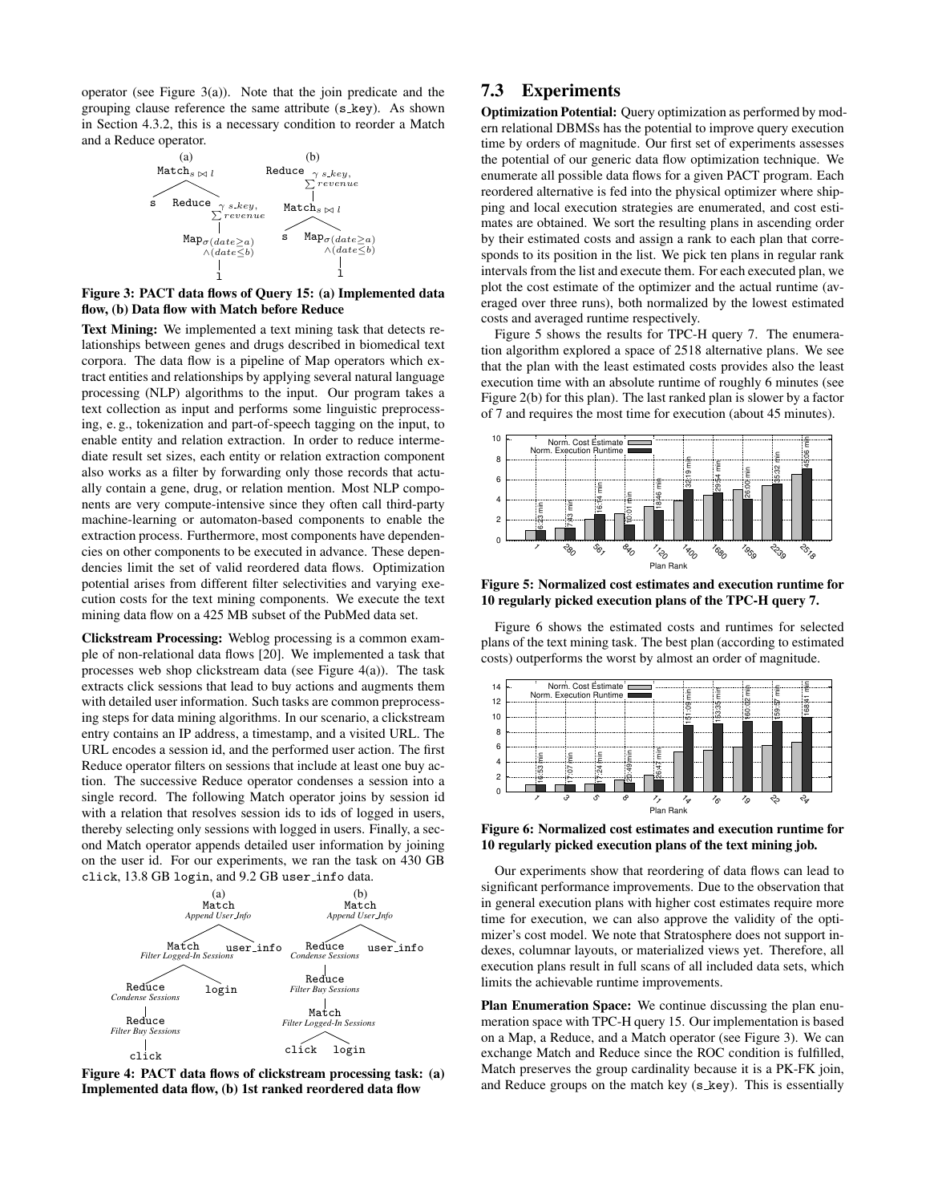operator (see Figure 3(a)). Note that the join predicate and the grouping clause reference the same attribute (s_key). As shown in Section 4.3.2, this is a necessary condition to reorder a Match and a Reduce operator.

**Figure 3: PACT data flows of Query 15: (a) Implemented data flow, (b) Data flow with Match before Reduce**

**Text Mining:** We implemented a text mining task that detects relationships between genes and drugs described in biomedical text corpora. The data flow is a pipeline of Map operators which extract entities and relationships by applying several natural language processing (NLP) algorithms to the input. Our program takes a text collection as input and performs some linguistic preprocessing, e. g., tokenization and part-of-speech tagging on the input, to enable entity and relation extraction. In order to reduce intermediate result set sizes, each entity or relation extraction component also works as a filter by forwarding only those records that actually contain a gene, drug, or relation mention. Most NLP components are very compute-intensive since they often call third-party machine-learning or automaton-based components to enable the extraction process. Furthermore, most components have dependencies on other components to be executed in advance. These dependencies limit the set of valid reordered data flows. Optimization potential arises from different filter selectivities and varying execution costs for the text mining components. We execute the text mining data flow on a 425 MB subset of the PubMed data set.

**Clickstream Processing:** Weblog processing is a common example of non-relational data flows [20]. We implemented a task that processes web shop clickstream data (see Figure 4(a)). The task extracts click sessions that lead to buy actions and augments them with detailed user information. Such tasks are common preprocessing steps for data mining algorithms. In our scenario, a clickstream entry contains an IP address, a timestamp, and a visited URL. The URL encodes a session id, and the performed user action. The first Reduce operator filters on sessions that include at least one buy action. The successive Reduce operator condenses a session into a single record. The following Match operator joins by session id with a relation that resolves session ids to ids of logged in users, thereby selecting only sessions with logged in users. Finally, a second Match operator appends detailed user information by joining on the user id. For our experiments, we ran the task on 430 GB click, 13.8 GB login, and 9.2 GB user_info data.

**Figure 4: PACT data flows of clickstream processing task: (a) Implemented data flow, (b) 1st ranked reordered data flow**

## 7.3 Experiments

**Optimization Potential:** Query optimization as performed by modern relational DBMSs has the potential to improve query execution time by orders of magnitude. Our first set of experiments assesses the potential of our generic data flow optimization technique. We enumerate all possible data flows for a given PACT program. Each reordered alternative is fed into the physical optimizer where shipping and local execution strategies are enumerated, and cost estimates are obtained. We sort the resulting plans in ascending order by their estimated costs and assign a rank to each plan that corresponds to its position in the list. We pick ten plans in regular rank intervals from the list and execute them. For each executed plan, we plot the cost estimate of the optimizer and the actual runtime (averaged over three runs), both normalized by the lowest estimated costs and averaged runtime respectively.

Figure 5 shows the results for TPC-H query 7. The enumeration algorithm explored a space of 2518 alternative plans. We see that the plan with the least estimated costs provides also the least execution time with an absolute runtime of roughly 6 minutes (see Figure 2(b) for this plan). The last ranked plan is slower by a factor of 7 and requires the most time for execution (about 45 minutes).

**Figure 5: Normalized cost estimates and execution runtime for 10 regularly picked execution plans of the TPC-H query 7.**

Figure 6 shows the estimated costs and runtimes for selected plans of the text mining task. The best plan (according to estimated costs) outperforms the worst by almost an order of magnitude.

**Figure 6: Normalized cost estimates and execution runtime for 10 regularly picked execution plans of the text mining job.**

Our experiments show that reordering of data flows can lead to significant performance improvements. Due to the observation that in general execution plans with higher cost estimates require more time for execution, we can also approve the validity of the optimizer's cost model. We note that Stratosphere does not support indexes, columnar layouts, or materialized views yet. Therefore, all execution plans result in full scans of all included data sets, which limits the achievable runtime improvements.

**Plan Enumeration Space:** We continue discussing the plan enumeration space with TPC-H query 15. Our implementation is based on a Map, a Reduce, and a Match operator (see Figure 3). We can exchange Match and Reduce since the ROC condition is fulfilled, Match preserves the group cardinality because it is a PK-FK join, and Reduce groups on the match key (s_key). This is essentially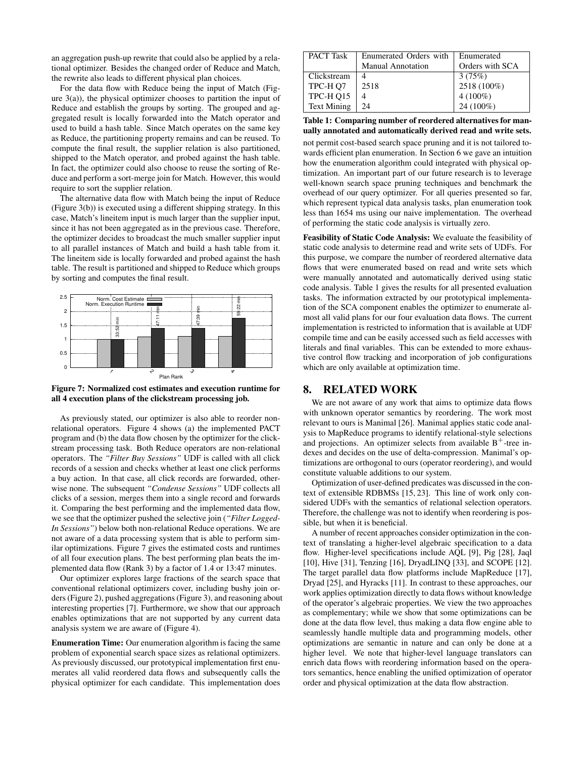an aggregation push-up rewrite that could also be applied by a relational optimizer. Besides the changed order of Reduce and Match, the rewrite also leads to different physical plan choices.

For the data flow with Reduce being the input of Match (Figure 3(a)), the physical optimizer chooses to partition the input of Reduce and establish the groups by sorting. The grouped and aggregated result is locally forwarded into the Match operator and used to build a hash table. Since Match operates on the same key as Reduce, the partitioning property remains and can be reused. To compute the final result, the supplier relation is also partitioned, shipped to the Match operator, and probed against the hash table. In fact, the optimizer could also choose to reuse the sorting of Reduce and perform a sort-merge join for Match. However, this would require to sort the supplier relation.

The alternative data flow with Match being the input of Reduce (Figure 3(b)) is executed using a different shipping strategy. In this case, Match's lineitem input is much larger than the supplier input, since it has not been aggregated as in the previous case. Therefore, the optimizer decides to broadcast the much smaller supplier input to all parallel instances of Match and build a hash table from it. The lineitem side is locally forwarded and probed against the hash table. The result is partitioned and shipped to Reduce which groups by sorting and computes the final result.

**Figure 7: Normalized cost estimates and execution runtime for all 4 execution plans of the clickstream processing job.**

As previously stated, our optimizer is also able to reorder non-relational operators. Figure 4 shows (a) the implemented PACT program and (b) the data flow chosen by the optimizer for the clickstream processing task. Both Reduce operators are non-relational operators. The *"Filter Buy Sessions"* UDF is called with all click records of a session and checks whether at least one click performs a buy action. In that case, all click records are forwarded, otherwise none. The subsequent *"Condense Sessions"* UDF collects all clicks of a session, merges them into a single record and forwards it. Comparing the best performing and the implemented data flow, we see that the optimizer pushed the selective join (*"Filter Logged-In Sessions"*) below both non-relational Reduce operations. We are not aware of a data processing system that is able to perform similar optimizations. Figure 7 gives the estimated costs and runtimes of all four execution plans. The best performing plan beats the implemented data flow (Rank 3) by a factor of 1.4 or 13:47 minutes.

Our optimizer explores large fractions of the search space that conventional relational optimizers cover, including bushy join orders (Figure 2), pushed aggregations (Figure 3), and reasoning about interesting properties [7]. Furthermore, we show that our approach enables optimizations that are not supported by any current data analysis system we are aware of (Figure 4).

**Enumeration Time:** Our enumeration algorithm is facing the same problem of exponential search space sizes as relational optimizers. As previously discussed, our prototypical implementation first enumerates all valid reordered data flows and subsequently calls the physical optimizer for each candidate. This implementation does not permit cost-based search space pruning and it is not tailored towards efficient plan enumeration. In Section 6 we gave an intuition how the enumeration algorithm could integrated with physical optimization. An important part of our future research is to leverage well-known search space pruning techniques and benchmark the overhead of our query optimizer. For all queries presented so far, which represent typical data analysis tasks, plan enumeration took less than 1654 ms using our naive implementation. The overhead of performing the static code analysis is virtually zero.

| PACT Task | Enumerated Orders with Manual Annotation | Enumerated Orders with SCA |
|---|---|---|
| Clickstream | 4 | 3 (75%) |
| TPC-H Q7 | 2518 | 2518 (100%) |
| TPC-H Q15 | 4 | 4 (100%) |
| Text Mining | 24 | 24 (100%) |

**Table 1: Comparing number of reordered alternatives for manually annotated and automatically derived read and write sets.**

**Feasibility of Static Code Analysis:** We evaluate the feasibility of static code analysis to determine read and write sets of UDFs. For this purpose, we compare the number of reordered alternative data flows that were enumerated based on read and write sets which were manually annotated and automatically derived using static code analysis. Table 1 gives the results for all presented evaluation tasks. The information extracted by our prototypical implementation of the SCA component enables the optimizer to enumerate almost all valid plans for our four evaluation data flows. The current implementation is restricted to information that is available at UDF compile time and can be easily accessed such as field accesses with literals and final variables. This can be extended to more exhaustive control flow tracking and incorporation of job configurations which are only available at optimization time.

## 8. RELATED WORK

We are not aware of any work that aims to optimize data flows with unknown operator semantics by reordering. The work most relevant to ours is Manimal [26]. Manimal applies static code analysis to MapReduce programs to identify relational-style selections and projections. An optimizer selects from available $B^+$-tree indexes and decides on the use of delta-compression. Manimal's optimizations are orthogonal to ours (operator reordering), and would constitute valuable additions to our system.

Optimization of user-defined predicates was discussed in the context of extensible RDBMSs [15, 23]. This line of work only considered UDFs with the semantics of relational selection operators. Therefore, the challenge was not to identify when reordering is possible, but when it is beneficial.

A number of recent approaches consider optimization in the context of translating a higher-level algebraic specification to a data flow. Higher-level specifications include AQL [9], Pig [28], Jaql [10], Hive [31], Tenzing [16], DryadLINQ [33], and SCOPE [12]. The target parallel data flow platforms include MapReduce [17], Dryad [25], and Hyracks [11]. In contrast to these approaches, our work applies optimization directly to data flows without knowledge of the operator's algebraic properties. We view the two approaches as complementary; while we show that some optimizations can be done at the data flow level, thus making a data flow engine able to seamlessly handle multiple data and programming models, other optimizations are semantic in nature and can only be done at a higher level. We note that higher-level language translators can enrich data flows with reordering information based on the operators semantics, hence enabling the unified optimization of operator order and physical optimization at the data flow abstraction.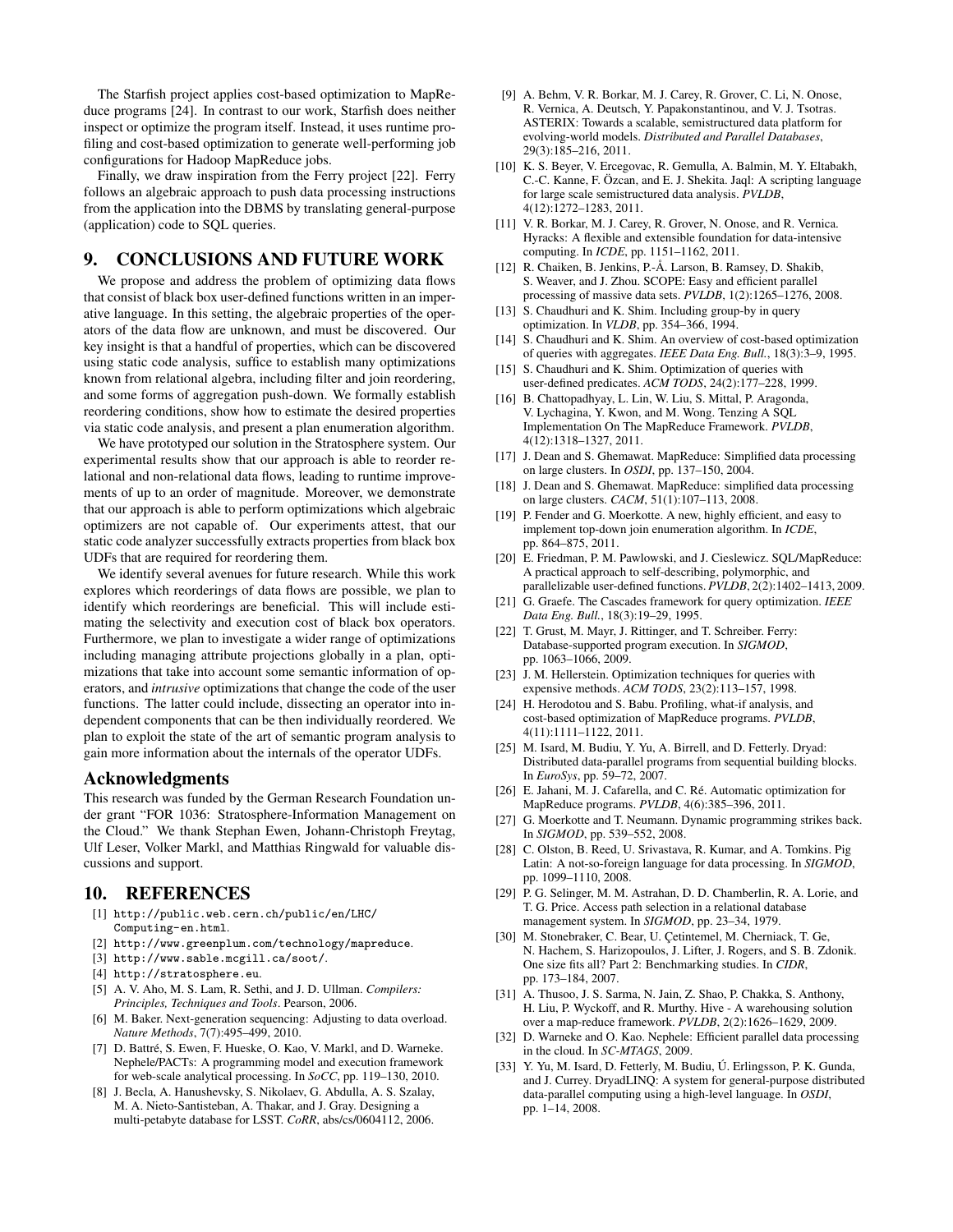The Starfish project applies cost-based optimization to MapReduce programs [24]. In contrast to our work, Starfish does neither inspect or optimize the program itself. Instead, it uses runtime profiling and cost-based optimization to generate well-performing job configurations for Hadoop MapReduce jobs.

Finally, we draw inspiration from the Ferry project [22]. Ferry follows an algebraic approach to push data processing instructions from the application into the DBMS by translating general-purpose (application) code to SQL queries.

## 9. CONCLUSIONS AND FUTURE WORK

We propose and address the problem of optimizing data flows that consist of black box user-defined functions written in an imperative language. In this setting, the algebraic properties of the operators of the data flow are unknown, and must be discovered. Our key insight is that a handful of properties, which can be discovered using static code analysis, suffice to establish many optimizations known from relational algebra, including filter and join reordering, and some forms of aggregation push-down. We formally establish reordering conditions, show how to estimate the desired properties via static code analysis, and present a plan enumeration algorithm.

We have prototyped our solution in the Stratosphere system. Our experimental results show that our approach is able to reorder relational and non-relational data flows, leading to runtime improvements of up to an order of magnitude. Moreover, we demonstrate that our approach is able to perform optimizations which algebraic optimizers are not capable of. Our experiments attest, that our static code analyzer successfully extracts properties from black box UDFs that are required for reordering them.

We identify several avenues for future research. While this work explores which reorderings of data flows are possible, we plan to identify which reorderings are beneficial. This will include estimating the selectivity and execution cost of black box operators. Furthermore, we plan to investigate a wider range of optimizations including managing attribute projections globally in a plan, optimizations that take into account some semantic information of operators, and *intrusive* optimizations that change the code of the user functions. The latter could include, dissecting an operator into independent components that can be then individually reordered. We plan to exploit the state of the art of semantic program analysis to gain more information about the internals of the operator UDFs.

### Acknowledgments

This research was funded by the German Research Foundation under grant "FOR 1036: Stratosphere-Information Management on the Cloud." We thank Stephan Ewen, Johann-Christoph Freytag, Ulf Leser, Volker Markl, and Matthias Ringwald for valuable discussions and support.

## 10. REFERENCES

[1] http://public.web.cern.ch/public/en/LHC/Computing-en.html.

[2] http://www.greenplum.com/technology/mapreduce.

[3] http://www.sable.mcgill.ca/soot/.

[4] http://stratosphere.eu.

[5] A. V. Aho, M. S. Lam, R. Sethi, and J. D. Ullman. *Compilers: Principles, Techniques and Tools*. Pearson, 2006.

[6] M. Baker. Next-generation sequencing: Adjusting to data overload. *Nature Methods*, 7(7):495–499, 2010.

[7] D. Battré, S. Ewen, F. Hueske, O. Kao, V. Markl, and D. Warneke. Nephele/PACTs: A programming model and execution framework for web-scale analytical processing. In *SoCC*, pp. 119–130, 2010.

[8] J. Becla, A. Hanushevsky, S. Nikolaev, G. Abdulla, A. S. Szalay, M. A. Nieto-Santisteban, A. Thakar, and J. Gray. Designing a multi-petabyte database for LSST. *CoRR*, abs/cs/0604112, 2006.

[9] A. Behm, V. R. Borkar, M. J. Carey, R. Grover, C. Li, N. Onose, R. Vernica, A. Deutsch, Y. Papakonstantinou, and V. J. Tsotras. ASTERIX: Towards a scalable, semistructured data platform for evolving-world models. *Distributed and Parallel Databases*, 29(3):185–216, 2011.

[10] K. S. Beyer, V. Ercegovac, R. Gemulla, A. Balmin, M. Y. Eltabakh, C.-C. Kanne, F. Özcan, and E. J. Shekita. Jaql: A scripting language for large scale semistructured data analysis. *PVLDB*, 4(12):1272–1283, 2011.

[11] V. R. Borkar, M. J. Carey, R. Grover, N. Onose, and R. Vernica. Hyracks: A flexible and extensible foundation for data-intensive computing. In *ICDE*, pp. 1151–1162, 2011.

[12] R. Chaiken, B. Jenkins, P.-Å. Larson, B. Ramsey, D. Shakib, S. Weaver, and J. Zhou. SCOPE: Easy and efficient parallel processing of massive data sets. *PVLDB*, 1(2):1265–1276, 2008.

[13] S. Chaudhuri and K. Shim. Including group-by in query optimization. In *VLDB*, pp. 354–366, 1994.

[14] S. Chaudhuri and K. Shim. An overview of cost-based optimization of queries with aggregates. *IEEE Data Eng. Bull.*, 18(3):3–9, 1995.

[15] S. Chaudhuri and K. Shim. Optimization of queries with user-defined predicates. *ACM TODS*, 24(2):177–228, 1999.

[16] B. Chattopadhyay, L. Lin, W. Liu, S. Mittal, P. Aragonda, V. Lychagina, Y. Kwon, and M. Wong. Tenzing A SQL Implementation On The MapReduce Framework. *PVLDB*, 4(12):1318–1327, 2011.

[17] J. Dean and S. Ghemawat. MapReduce: Simplified data processing on large clusters. In *OSDI*, pp. 137–150, 2004.

[18] J. Dean and S. Ghemawat. MapReduce: simplified data processing on large clusters. *CACM*, 51(1):107–113, 2008.

[19] P. Fender and G. Moerkotte. A new, highly efficient, and easy to implement top-down join enumeration algorithm. In *ICDE*, pp. 864–875, 2011.

[20] E. Friedman, P. M. Pawlowski, and J. Cieslewicz. SQL/MapReduce: A practical approach to self-describing, polymorphic, and parallelizable user-defined functions. *PVLDB*, 2(2):1402–1413, 2009.

[21] G. Graefe. The Cascades framework for query optimization. *IEEE Data Eng. Bull.*, 18(3):19–29, 1995.

[22] T. Grust, M. Mayr, J. Rittinger, and T. Schreiber. Ferry: Database-supported program execution. In *SIGMOD*, pp. 1063–1066, 2009.

[23] J. M. Hellerstein. Optimization techniques for queries with expensive methods. *ACM TODS*, 23(2):113–157, 1998.

[24] H. Herodotou and S. Babu. Profiling, what-if analysis, and cost-based optimization of MapReduce programs. *PVLDB*, 4(11):1111–1122, 2011.

[25] M. Isard, M. Budiu, Y. Yu, A. Birrell, and D. Fetterly. Dryad: Distributed data-parallel programs from sequential building blocks. In *EuroSys*, pp. 59–72, 2007.

[26] E. Jahani, M. J. Cafarella, and C. Ré. Automatic optimization for MapReduce programs. *PVLDB*, 4(6):385–396, 2011.

[27] G. Moerkotte and T. Neumann. Dynamic programming strikes back. In *SIGMOD*, pp. 539–552, 2008.

[28] C. Olston, B. Reed, U. Srivastava, R. Kumar, and A. Tomkins. Pig Latin: A not-so-foreign language for data processing. In *SIGMOD*, pp. 1099–1110, 2008.

[29] P. G. Selinger, M. M. Astrahan, D. D. Chamberlin, R. A. Lorie, and T. G. Price. Access path selection in a relational database management system. In *SIGMOD*, pp. 23–34, 1979.

[30] M. Stonebraker, C. Bear, U. Çetintemel, M. Cherniack, T. Ge, N. Hachem, S. Harizopoulos, J. Lifter, J. Rogers, and S. B. Zdonik. One size fits all? Part 2: Benchmarking studies. In *CIDR*, pp. 173–184, 2007.

[31] A. Thusoo, J. S. Sarma, N. Jain, Z. Shao, P. Chakka, S. Anthony, H. Liu, P. Wyckoff, and R. Murthy. Hive - A warehousing solution over a map-reduce framework. *PVLDB*, 2(2):1626–1629, 2009.

[32] D. Warneke and O. Kao. Nephele: Efficient parallel data processing in the cloud. In *SC-MTAGS*, 2009.

[33] Y. Yu, M. Isard, D. Fetterly, M. Budiu, Ú. Erlingsson, P. K. Gunda, and J. Currey. DryadLINQ: A system for general-purpose distributed data-parallel computing using a high-level language. In *OSDI*, pp. 1–14, 2008.